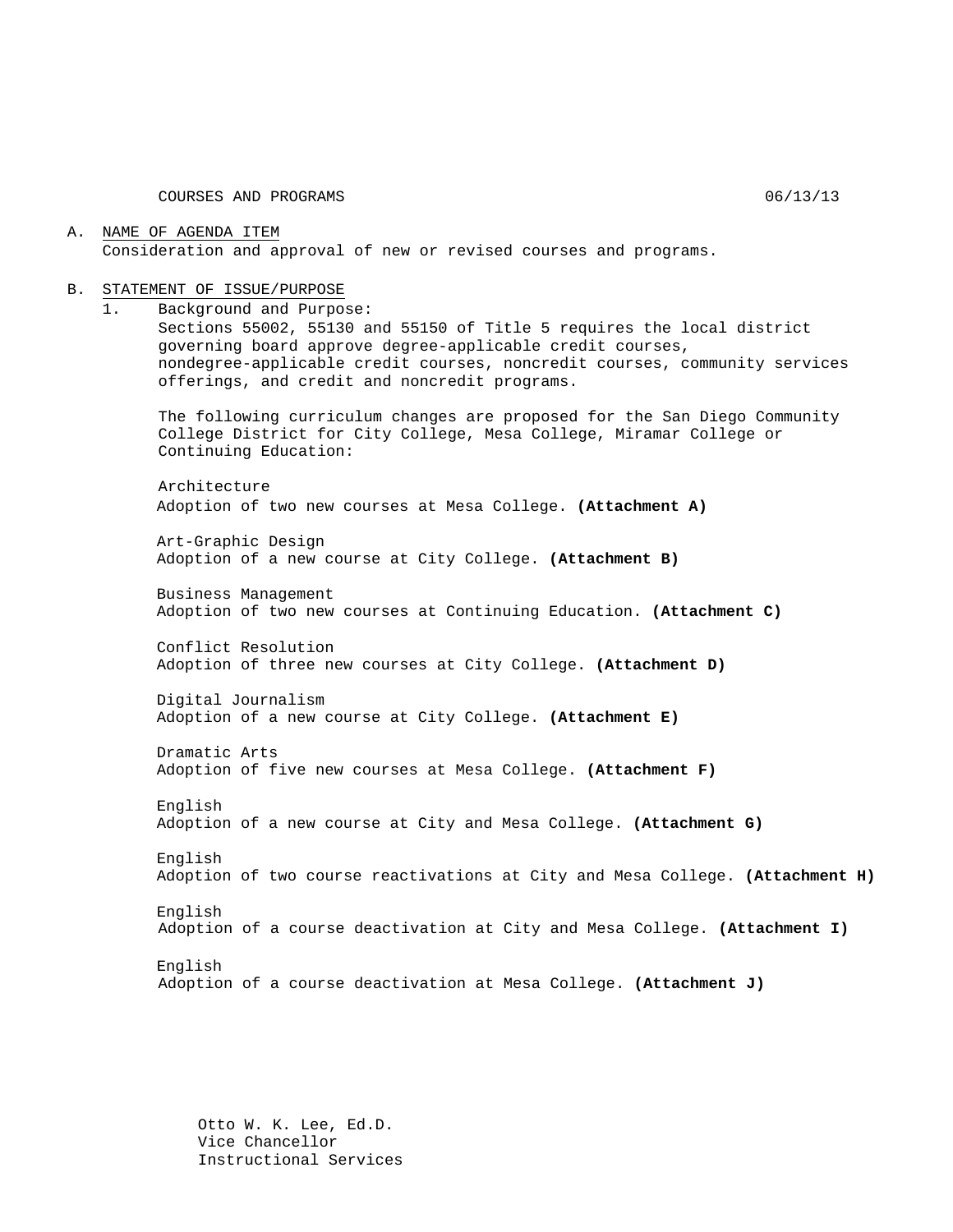COURSES AND PROGRAMS 06/13/13

A. <u>NAME OF AGENDA ITEM</u>

Consideration and approval of new or revised courses and programs.

B. <u>STATEMENT OF ISSUE/PURPOSE</u>

1. Background and Purpose:

Sections 55002, 55130 and 55150 of Title 5 requires the local district governing board approve degree-applicable credit courses, nondegree-applicable credit courses, noncredit courses, community services offerings, and credit and noncredit programs.

The following curriculum changes are proposed for the San Diego Community College District for City College, Mesa College, Miramar College or Continuing Education:

Architecture
Adoption of two new courses at Mesa College. **(Attachment A)**

Art-Graphic Design
Adoption of a new course at City College. **(Attachment B)**

Business Management
Adoption of two new courses at Continuing Education. **(Attachment C)**

Conflict Resolution
Adoption of three new courses at City College. **(Attachment D)**

Digital Journalism
Adoption of a new course at City College. **(Attachment E)**

Dramatic Arts
Adoption of five new courses at Mesa College. **(Attachment F)**

English
Adoption of a new course at City and Mesa College. **(Attachment G)**

English
Adoption of two course reactivations at City and Mesa College. **(Attachment H)**

English
Adoption of a course deactivation at City and Mesa College. **(Attachment I)**

English
Adoption of a course deactivation at Mesa College. **(Attachment J)**

Otto W. K. Lee, Ed.D.
Vice Chancellor
Instructional Services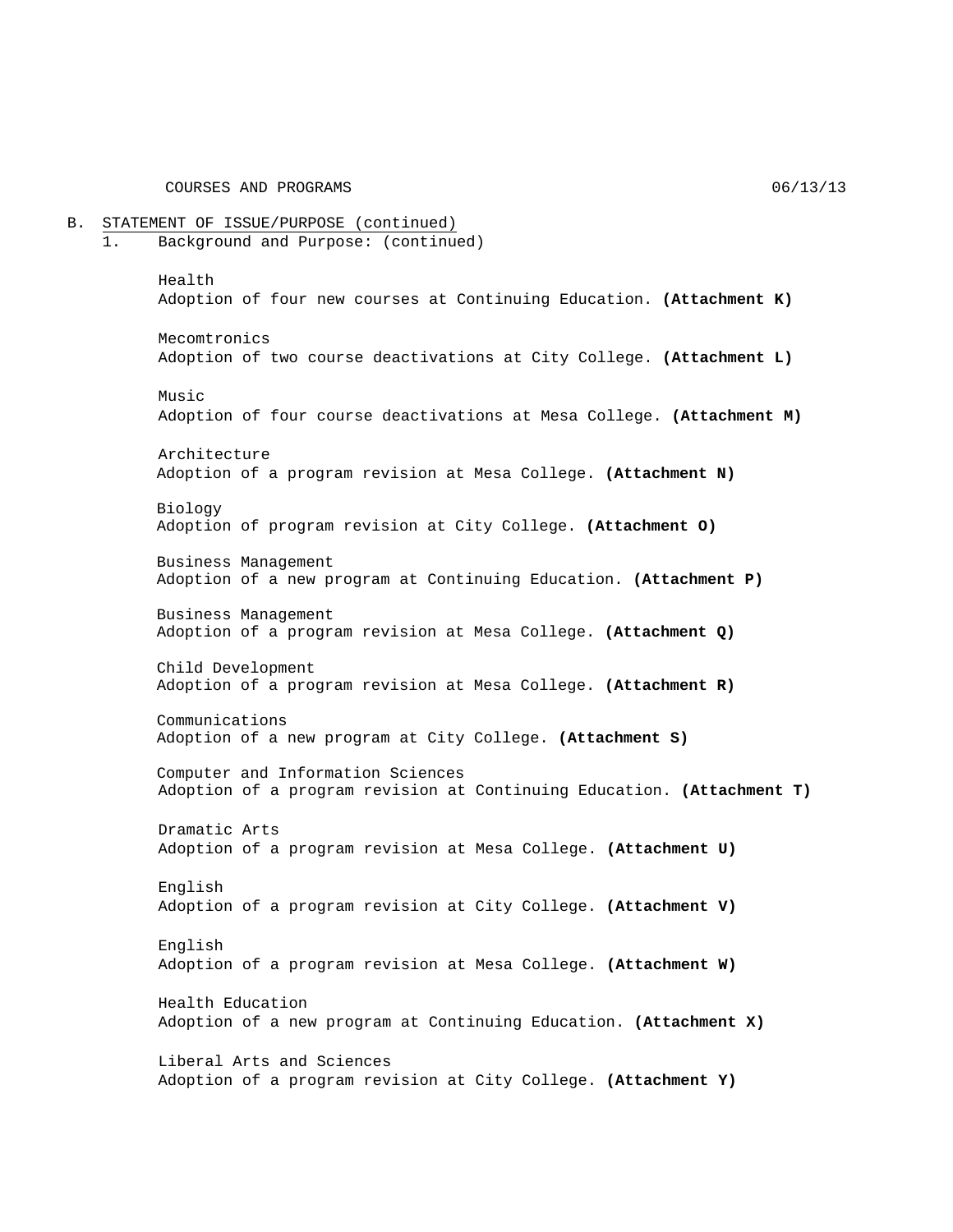B. STATEMENT OF ISSUE/PURPOSE (continued)

1. Background and Purpose: (continued)

Health
Adoption of four new courses at Continuing Education. **(Attachment K)**

Mecomtronics
Adoption of two course deactivations at City College. **(Attachment L)**

Music
Adoption of four course deactivations at Mesa College. **(Attachment M)**

Architecture
Adoption of a program revision at Mesa College. **(Attachment N)**

Biology
Adoption of program revision at City College. **(Attachment O)**

Business Management
Adoption of a new program at Continuing Education. **(Attachment P)**

Business Management
Adoption of a program revision at Mesa College. **(Attachment Q)**

Child Development
Adoption of a program revision at Mesa College. **(Attachment R)**

Communications
Adoption of a new program at City College. **(Attachment S)**

Computer and Information Sciences
Adoption of a program revision at Continuing Education. **(Attachment T)**

Dramatic Arts
Adoption of a program revision at Mesa College. **(Attachment U)**

English
Adoption of a program revision at City College. **(Attachment V)**

English
Adoption of a program revision at Mesa College. **(Attachment W)**

Health Education
Adoption of a new program at Continuing Education. **(Attachment X)**

Liberal Arts and Sciences
Adoption of a program revision at City College. **(Attachment Y)**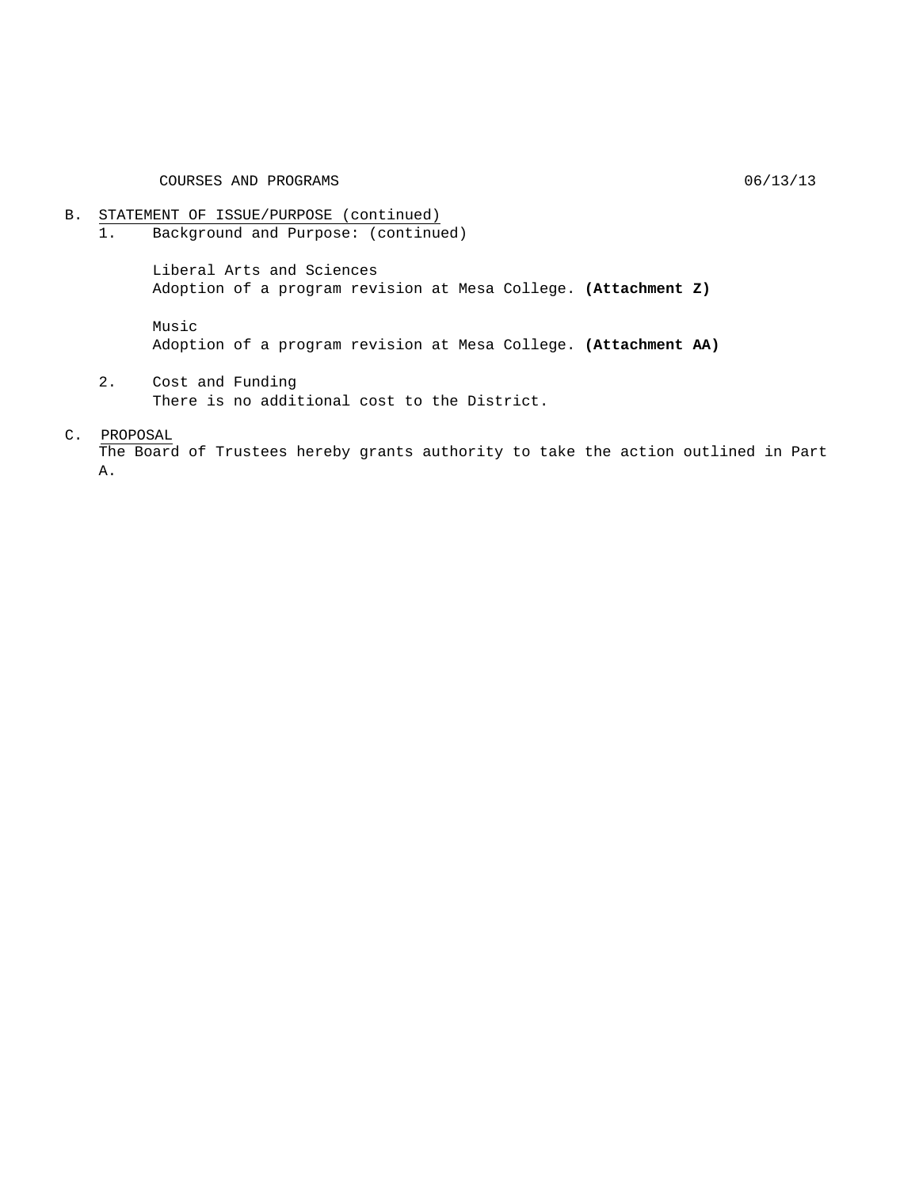B. STATEMENT OF ISSUE/PURPOSE (continued)

1. Background and Purpose: (continued)

   Liberal Arts and Sciences
   Adoption of a program revision at Mesa College. **(Attachment Z)**

   Music
   Adoption of a program revision at Mesa College. **(Attachment AA)**

2. Cost and Funding
   There is no additional cost to the District.

C. PROPOSAL

The Board of Trustees hereby grants authority to take the action outlined in Part A.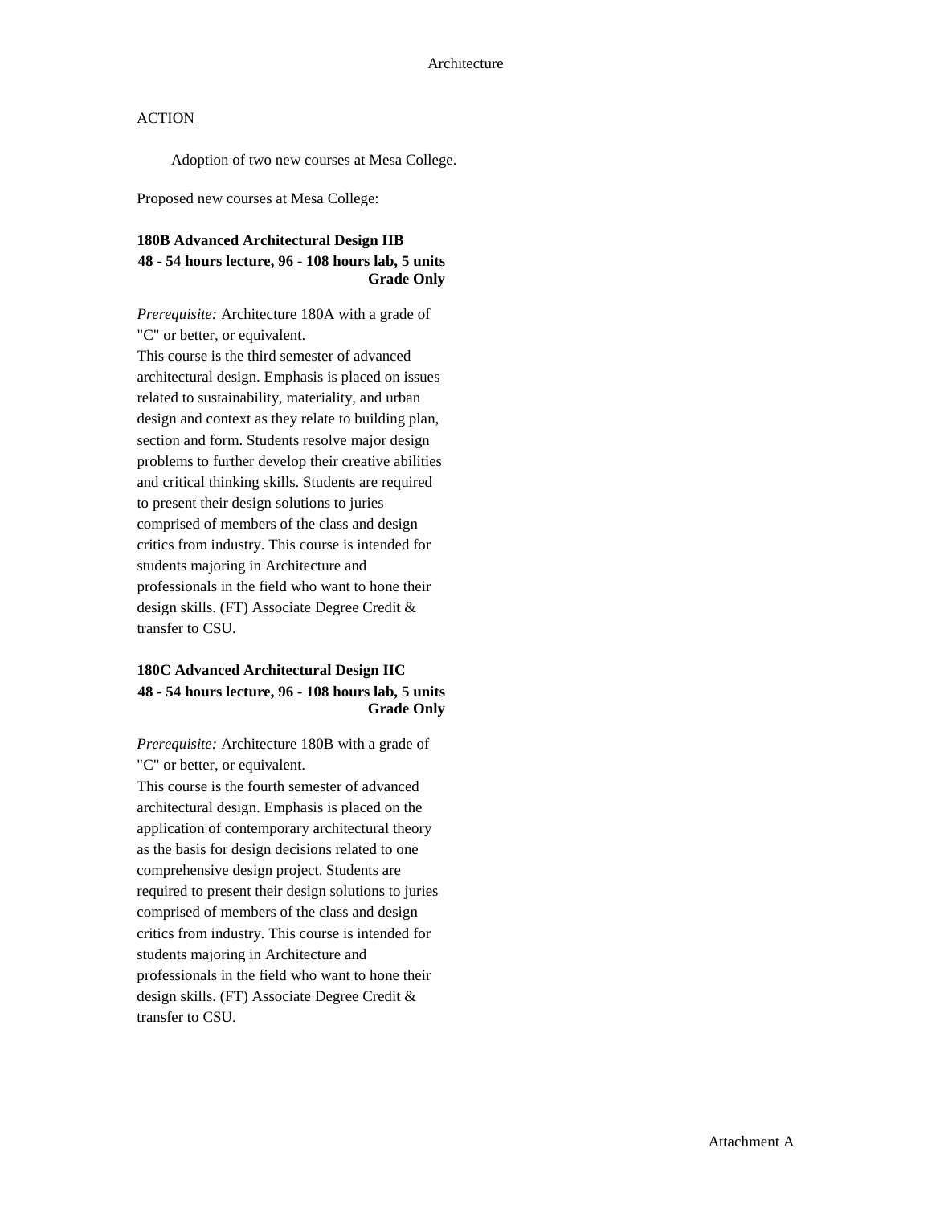Architecture

ACTION

Adoption of two new courses at Mesa College.

Proposed new courses at Mesa College:

**180B Advanced Architectural Design IIB**
**48 - 54 hours lecture, 96 - 108 hours lab, 5 units**
**Grade Only**

*Prerequisite:* Architecture 180A with a grade of "C" or better, or equivalent.
This course is the third semester of advanced architectural design. Emphasis is placed on issues related to sustainability, materiality, and urban design and context as they relate to building plan, section and form. Students resolve major design problems to further develop their creative abilities and critical thinking skills. Students are required to present their design solutions to juries comprised of members of the class and design critics from industry. This course is intended for students majoring in Architecture and professionals in the field who want to hone their design skills. (FT) Associate Degree Credit & transfer to CSU.

**180C Advanced Architectural Design IIC**
**48 - 54 hours lecture, 96 - 108 hours lab, 5 units**
**Grade Only**

*Prerequisite:* Architecture 180B with a grade of "C" or better, or equivalent.
This course is the fourth semester of advanced architectural design. Emphasis is placed on the application of contemporary architectural theory as the basis for design decisions related to one comprehensive design project. Students are required to present their design solutions to juries comprised of members of the class and design critics from industry. This course is intended for students majoring in Architecture and professionals in the field who want to hone their design skills. (FT) Associate Degree Credit & transfer to CSU.

Attachment A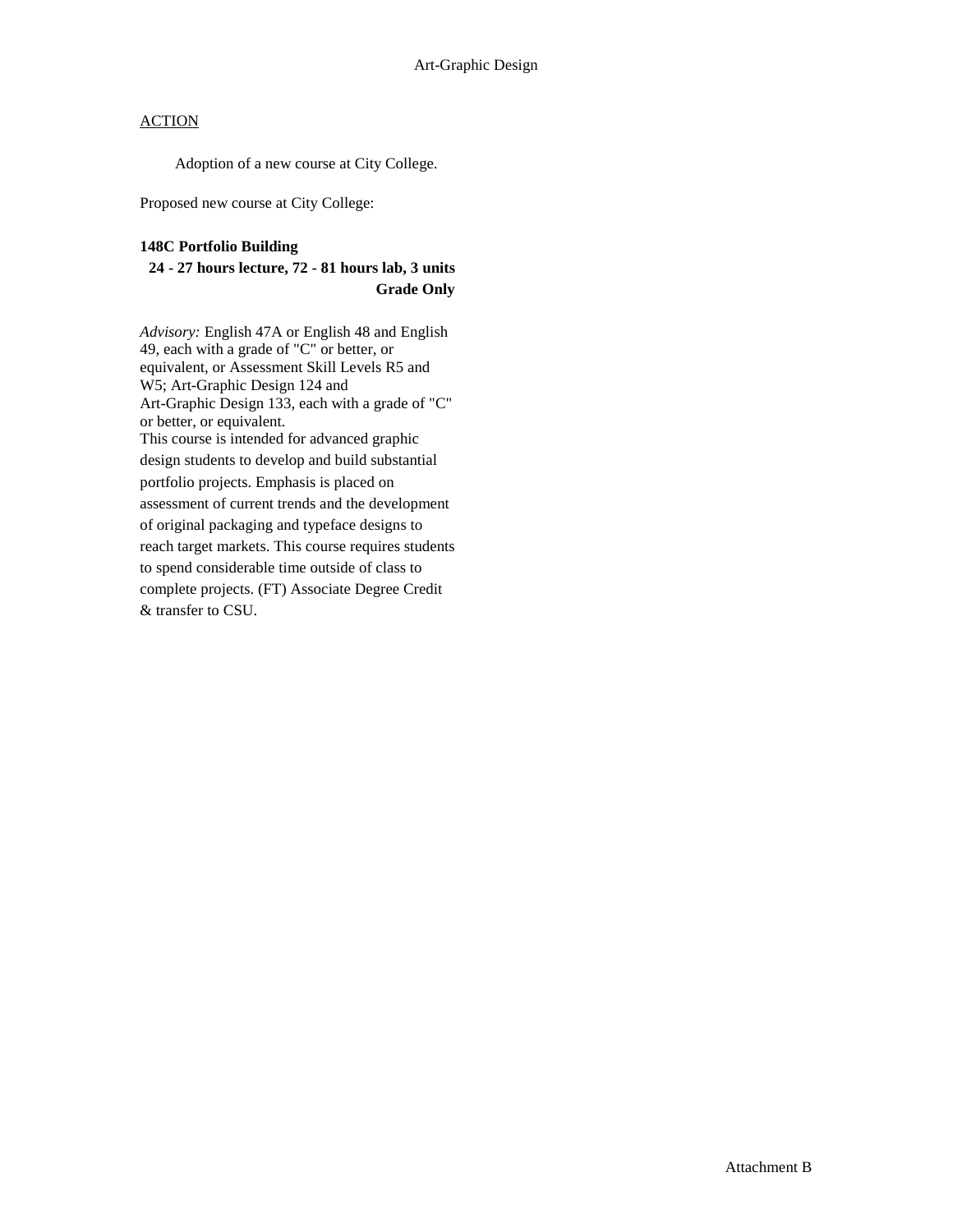Art-Graphic Design

ACTION

Adoption of a new course at City College.

Proposed new course at City College:

**148C Portfolio Building**
**24 - 27 hours lecture, 72 - 81 hours lab, 3 units**
**Grade Only**

*Advisory:* English 47A or English 48 and English 49, each with a grade of "C" or better, or equivalent, or Assessment Skill Levels R5 and W5; Art-Graphic Design 124 and Art-Graphic Design 133, each with a grade of "C" or better, or equivalent.
This course is intended for advanced graphic design students to develop and build substantial portfolio projects. Emphasis is placed on assessment of current trends and the development of original packaging and typeface designs to reach target markets. This course requires students to spend considerable time outside of class to complete projects. (FT) Associate Degree Credit & transfer to CSU.

Attachment B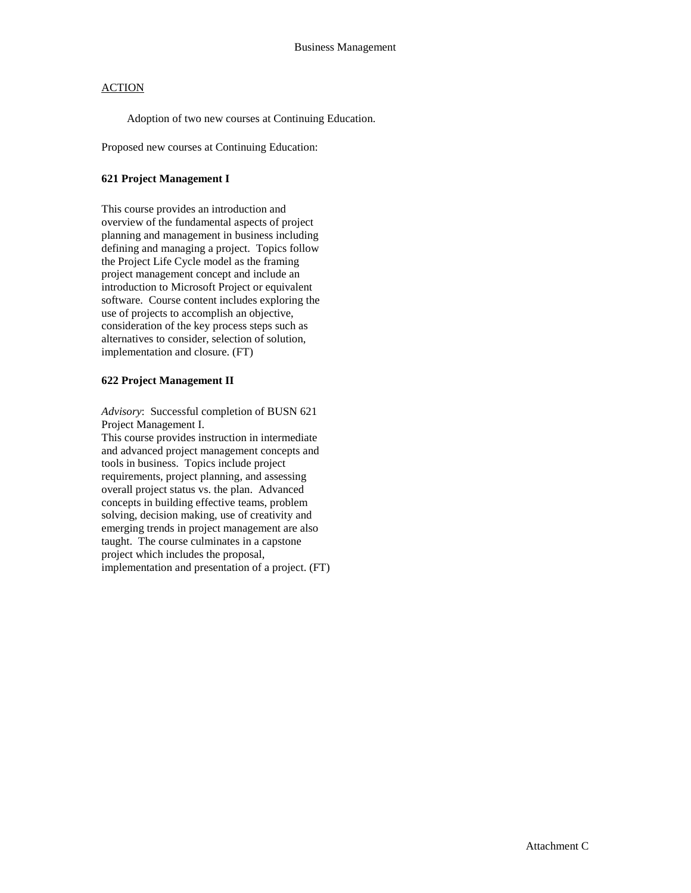# Business Management

<u>ACTION</u>

Adoption of two new courses at Continuing Education.

Proposed new courses at Continuing Education:

**621 Project Management I**

This course provides an introduction and overview of the fundamental aspects of project planning and management in business including defining and managing a project. Topics follow the Project Life Cycle model as the framing project management concept and include an introduction to Microsoft Project or equivalent software. Course content includes exploring the use of projects to accomplish an objective, consideration of the key process steps such as alternatives to consider, selection of solution, implementation and closure. (FT)

**622 Project Management II**

*Advisory*: Successful completion of BUSN 621 Project Management I.
This course provides instruction in intermediate and advanced project management concepts and tools in business. Topics include project requirements, project planning, and assessing overall project status vs. the plan. Advanced concepts in building effective teams, problem solving, decision making, use of creativity and emerging trends in project management are also taught. The course culminates in a capstone project which includes the proposal, implementation and presentation of a project. (FT)

Attachment C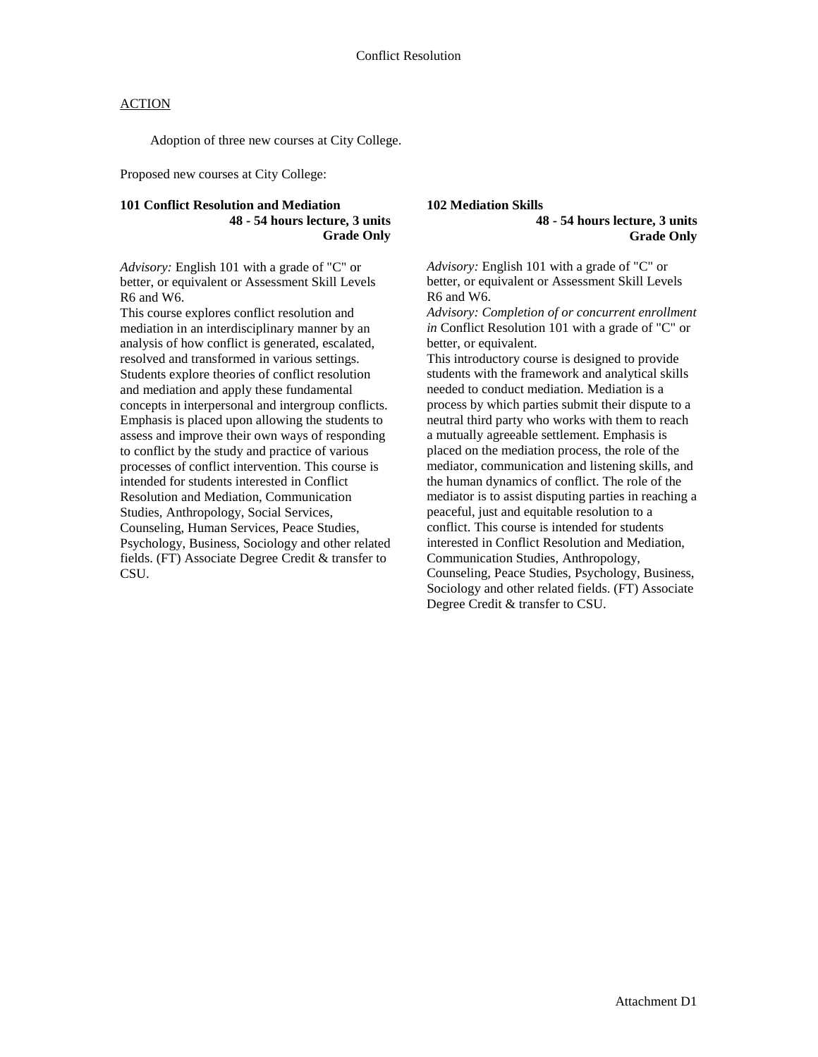# Conflict Resolution

ACTION

Adoption of three new courses at City College.

Proposed new courses at City College:

**101 Conflict Resolution and Mediation**
**48 - 54 hours lecture, 3 units**
**Grade Only**

*Advisory:* English 101 with a grade of "C" or better, or equivalent or Assessment Skill Levels R6 and W6.
This course explores conflict resolution and mediation in an interdisciplinary manner by an analysis of how conflict is generated, escalated, resolved and transformed in various settings. Students explore theories of conflict resolution and mediation and apply these fundamental concepts in interpersonal and intergroup conflicts. Emphasis is placed upon allowing the students to assess and improve their own ways of responding to conflict by the study and practice of various processes of conflict intervention. This course is intended for students interested in Conflict Resolution and Mediation, Communication Studies, Anthropology, Social Services, Counseling, Human Services, Peace Studies, Psychology, Business, Sociology and other related fields. (FT) Associate Degree Credit & transfer to CSU.

**102 Mediation Skills**
**48 - 54 hours lecture, 3 units**
**Grade Only**

*Advisory:* English 101 with a grade of "C" or better, or equivalent or Assessment Skill Levels R6 and W6.
*Advisory: Completion of or concurrent enrollment in* Conflict Resolution 101 with a grade of "C" or better, or equivalent.
This introductory course is designed to provide students with the framework and analytical skills needed to conduct mediation. Mediation is a process by which parties submit their dispute to a neutral third party who works with them to reach a mutually agreeable settlement. Emphasis is placed on the mediation process, the role of the mediator, communication and listening skills, and the human dynamics of conflict. The role of the mediator is to assist disputing parties in reaching a peaceful, just and equitable resolution to a conflict. This course is intended for students interested in Conflict Resolution and Mediation, Communication Studies, Anthropology, Counseling, Peace Studies, Psychology, Business, Sociology and other related fields. (FT) Associate Degree Credit & transfer to CSU.

Attachment D1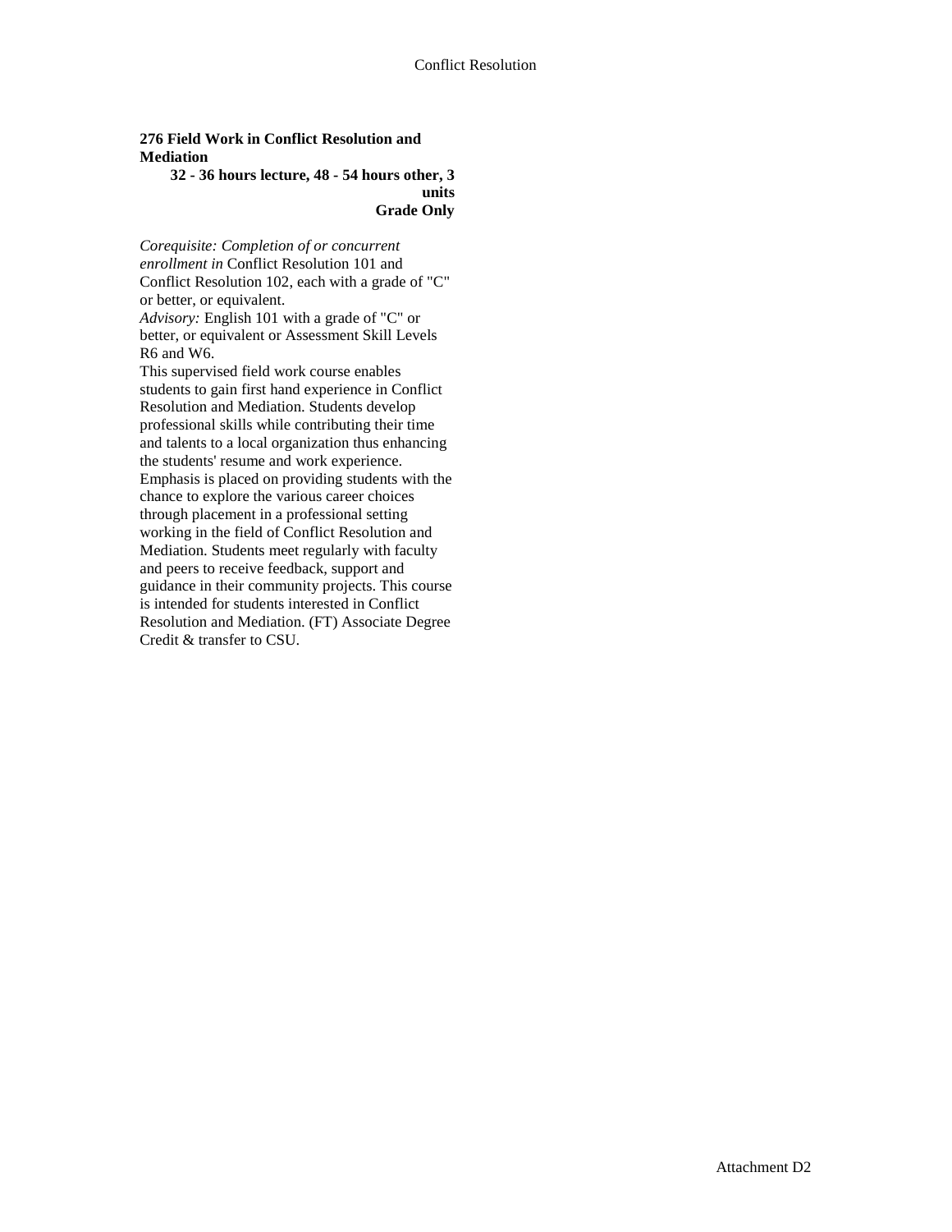**276 Field Work in Conflict Resolution and Mediation**

**32 - 36 hours lecture, 48 - 54 hours other, 3 units**

**Grade Only**

*Corequisite: Completion of or concurrent enrollment in* Conflict Resolution 101 and Conflict Resolution 102, each with a grade of "C" or better, or equivalent.

*Advisory:* English 101 with a grade of "C" or better, or equivalent or Assessment Skill Levels R6 and W6.

This supervised field work course enables students to gain first hand experience in Conflict Resolution and Mediation. Students develop professional skills while contributing their time and talents to a local organization thus enhancing the students' resume and work experience. Emphasis is placed on providing students with the chance to explore the various career choices through placement in a professional setting working in the field of Conflict Resolution and Mediation. Students meet regularly with faculty and peers to receive feedback, support and guidance in their community projects. This course is intended for students interested in Conflict Resolution and Mediation. (FT) Associate Degree Credit & transfer to CSU.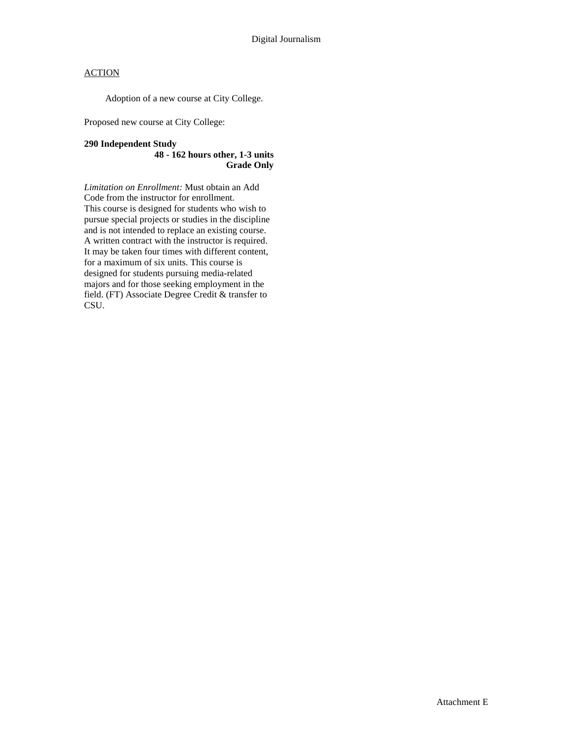Digital Journalism

ACTION

Adoption of a new course at City College.

Proposed new course at City College:

**290 Independent Study**
**48 - 162 hours other, 1-3 units**
**Grade Only**

*Limitation on Enrollment:* Must obtain an Add Code from the instructor for enrollment.
This course is designed for students who wish to pursue special projects or studies in the discipline and is not intended to replace an existing course. A written contract with the instructor is required. It may be taken four times with different content, for a maximum of six units. This course is designed for students pursuing media-related majors and for those seeking employment in the field. (FT) Associate Degree Credit & transfer to CSU.

Attachment E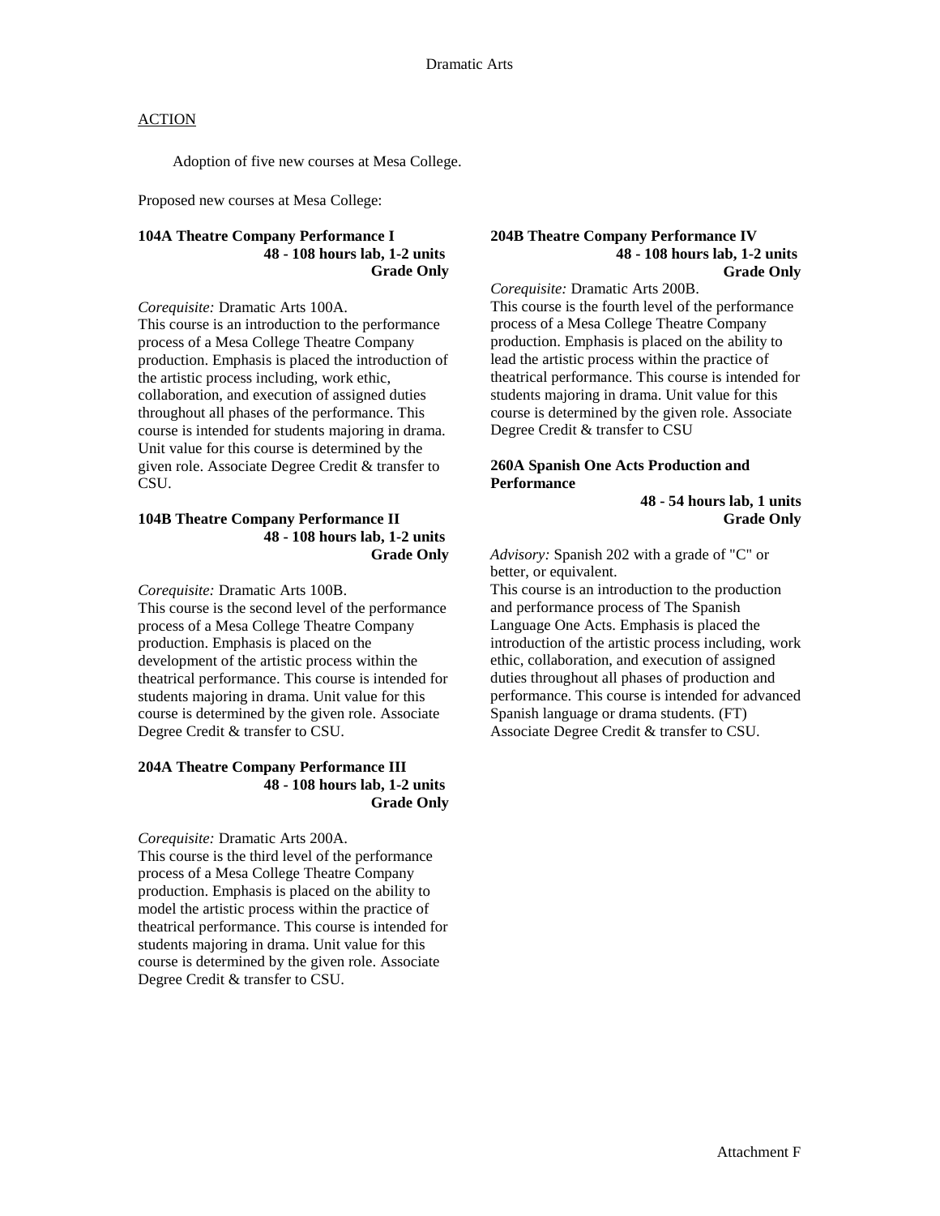Dramatic Arts

ACTION

Adoption of five new courses at Mesa College.

Proposed new courses at Mesa College:

**104A Theatre Company Performance I**
**48 - 108 hours lab, 1-2 units**
**Grade Only**

*Corequisite:* Dramatic Arts 100A.
This course is an introduction to the performance process of a Mesa College Theatre Company production. Emphasis is placed the introduction of the artistic process including, work ethic, collaboration, and execution of assigned duties throughout all phases of the performance. This course is intended for students majoring in drama. Unit value for this course is determined by the given role. Associate Degree Credit & transfer to CSU.

**104B Theatre Company Performance II**
**48 - 108 hours lab, 1-2 units**
**Grade Only**

*Corequisite:* Dramatic Arts 100B.
This course is the second level of the performance process of a Mesa College Theatre Company production. Emphasis is placed on the development of the artistic process within the theatrical performance. This course is intended for students majoring in drama. Unit value for this course is determined by the given role. Associate Degree Credit & transfer to CSU.

**204A Theatre Company Performance III**
**48 - 108 hours lab, 1-2 units**
**Grade Only**

*Corequisite:* Dramatic Arts 200A.
This course is the third level of the performance process of a Mesa College Theatre Company production. Emphasis is placed on the ability to model the artistic process within the practice of theatrical performance. This course is intended for students majoring in drama. Unit value for this course is determined by the given role. Associate Degree Credit & transfer to CSU.

**204B Theatre Company Performance IV**
**48 - 108 hours lab, 1-2 units**
**Grade Only**

*Corequisite:* Dramatic Arts 200B.
This course is the fourth level of the performance process of a Mesa College Theatre Company production. Emphasis is placed on the ability to lead the artistic process within the practice of theatrical performance. This course is intended for students majoring in drama. Unit value for this course is determined by the given role. Associate Degree Credit & transfer to CSU

**260A Spanish One Acts Production and Performance**
**48 - 54 hours lab, 1 units**
**Grade Only**

*Advisory:* Spanish 202 with a grade of "C" or better, or equivalent.
This course is an introduction to the production and performance process of The Spanish Language One Acts. Emphasis is placed the introduction of the artistic process including, work ethic, collaboration, and execution of assigned duties throughout all phases of production and performance. This course is intended for advanced Spanish language or drama students. (FT) Associate Degree Credit & transfer to CSU.

Attachment F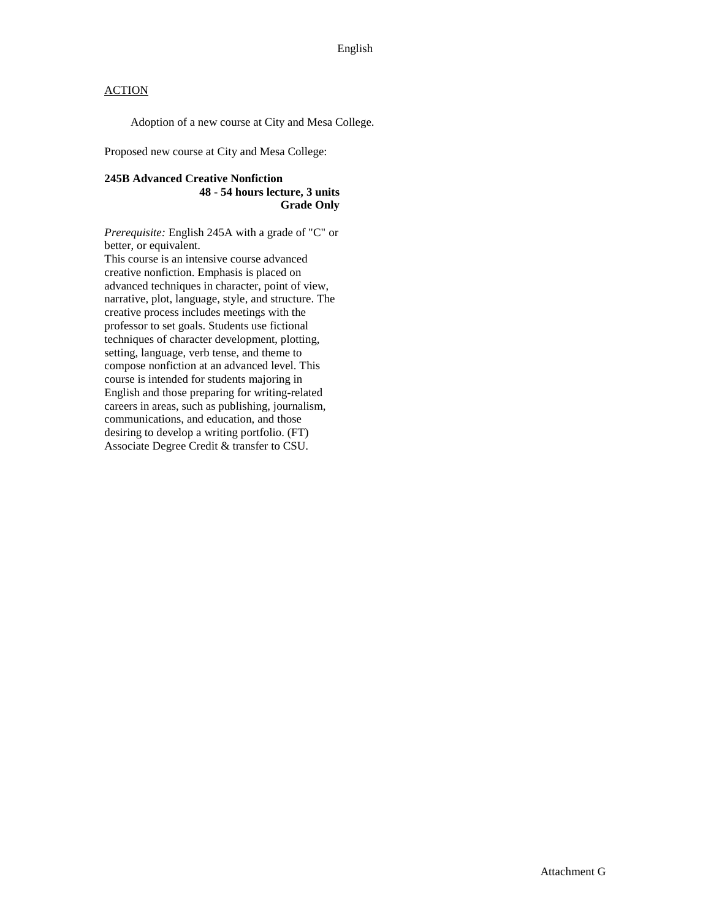English

ACTION

Adoption of a new course at City and Mesa College.

Proposed new course at City and Mesa College:

**245B Advanced Creative Nonfiction**
**48 - 54 hours lecture, 3 units**
**Grade Only**

*Prerequisite:* English 245A with a grade of "C" or better, or equivalent.
This course is an intensive course advanced creative nonfiction. Emphasis is placed on advanced techniques in character, point of view, narrative, plot, language, style, and structure. The creative process includes meetings with the professor to set goals. Students use fictional techniques of character development, plotting, setting, language, verb tense, and theme to compose nonfiction at an advanced level. This course is intended for students majoring in English and those preparing for writing-related careers in areas, such as publishing, journalism, communications, and education, and those desiring to develop a writing portfolio. (FT) Associate Degree Credit & transfer to CSU.

Attachment G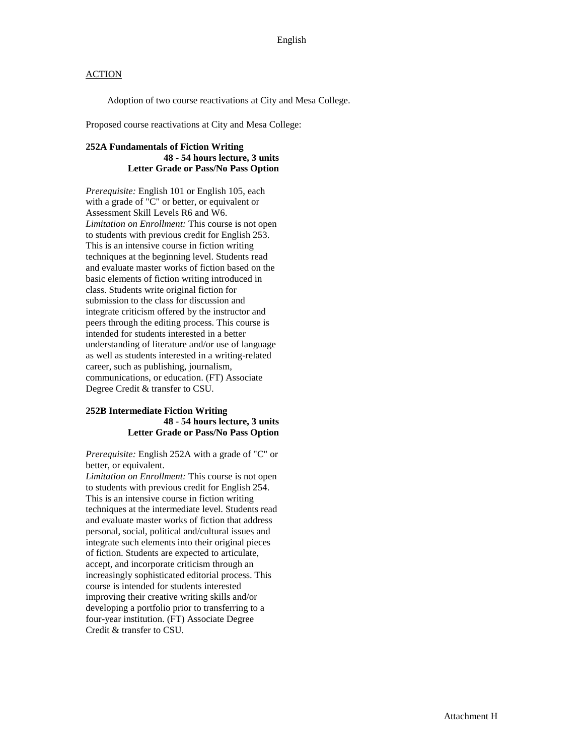English

ACTION

Adoption of two course reactivations at City and Mesa College.

Proposed course reactivations at City and Mesa College:

**252A Fundamentals of Fiction Writing**
**48 - 54 hours lecture, 3 units**
**Letter Grade or Pass/No Pass Option**

*Prerequisite:* English 101 or English 105, each with a grade of "C" or better, or equivalent or Assessment Skill Levels R6 and W6.
*Limitation on Enrollment:* This course is not open to students with previous credit for English 253.
This is an intensive course in fiction writing techniques at the beginning level. Students read and evaluate master works of fiction based on the basic elements of fiction writing introduced in class. Students write original fiction for submission to the class for discussion and integrate criticism offered by the instructor and peers through the editing process. This course is intended for students interested in a better understanding of literature and/or use of language as well as students interested in a writing-related career, such as publishing, journalism, communications, or education. (FT) Associate Degree Credit & transfer to CSU.

**252B Intermediate Fiction Writing**
**48 - 54 hours lecture, 3 units**
**Letter Grade or Pass/No Pass Option**

*Prerequisite:* English 252A with a grade of "C" or better, or equivalent.
*Limitation on Enrollment:* This course is not open to students with previous credit for English 254.
This is an intensive course in fiction writing techniques at the intermediate level. Students read and evaluate master works of fiction that address personal, social, political and/cultural issues and integrate such elements into their original pieces of fiction. Students are expected to articulate, accept, and incorporate criticism through an increasingly sophisticated editorial process. This course is intended for students interested improving their creative writing skills and/or developing a portfolio prior to transferring to a four-year institution. (FT) Associate Degree Credit & transfer to CSU.

Attachment H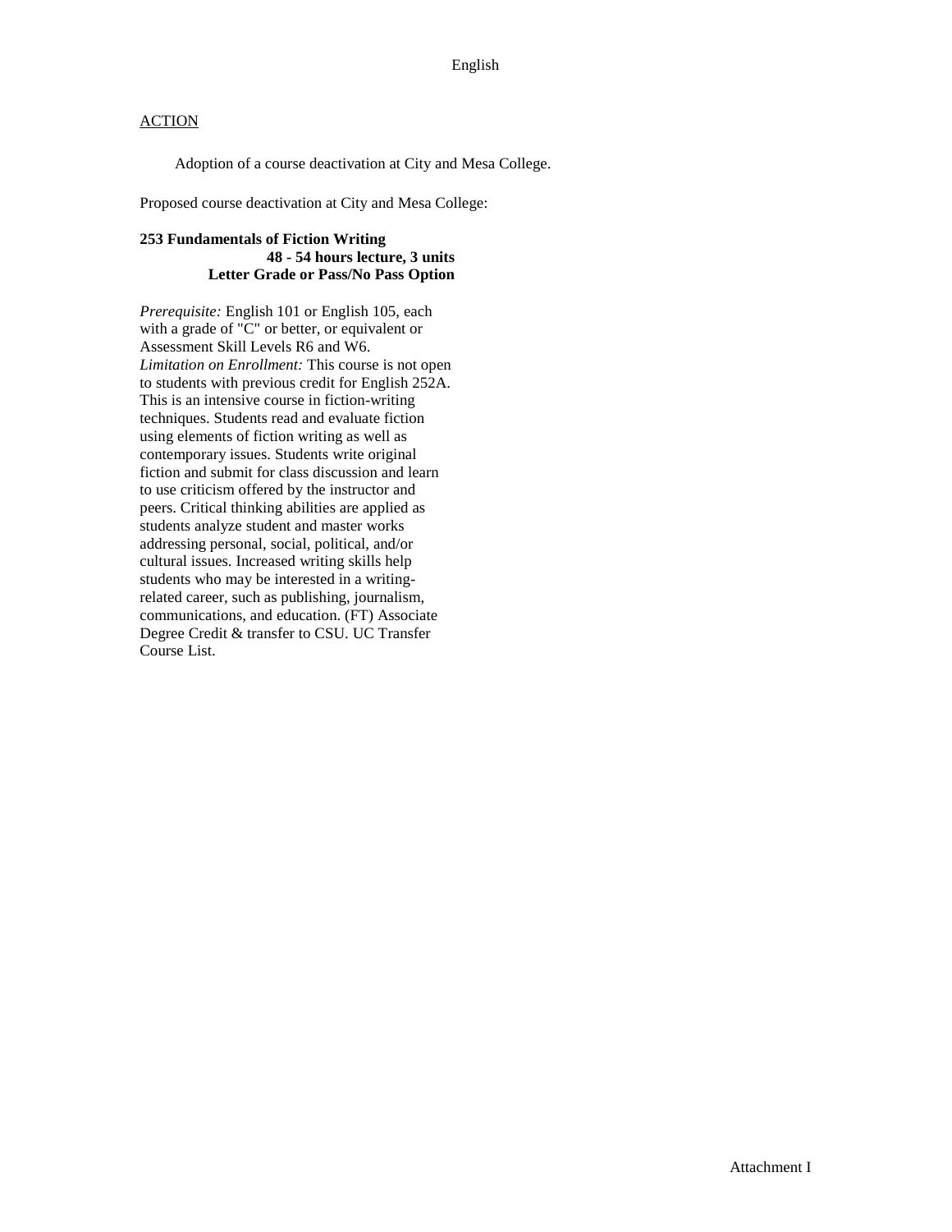English

ACTION

Adoption of a course deactivation at City and Mesa College.

Proposed course deactivation at City and Mesa College:

**253 Fundamentals of Fiction Writing**
**48 - 54 hours lecture, 3 units**
**Letter Grade or Pass/No Pass Option**

*Prerequisite:* English 101 or English 105, each with a grade of "C" or better, or equivalent or Assessment Skill Levels R6 and W6.
*Limitation on Enrollment:* This course is not open to students with previous credit for English 252A.
This is an intensive course in fiction-writing techniques. Students read and evaluate fiction using elements of fiction writing as well as contemporary issues. Students write original fiction and submit for class discussion and learn to use criticism offered by the instructor and peers. Critical thinking abilities are applied as students analyze student and master works addressing personal, social, political, and/or cultural issues. Increased writing skills help students who may be interested in a writing-related career, such as publishing, journalism, communications, and education. (FT) Associate Degree Credit & transfer to CSU. UC Transfer Course List.

Attachment I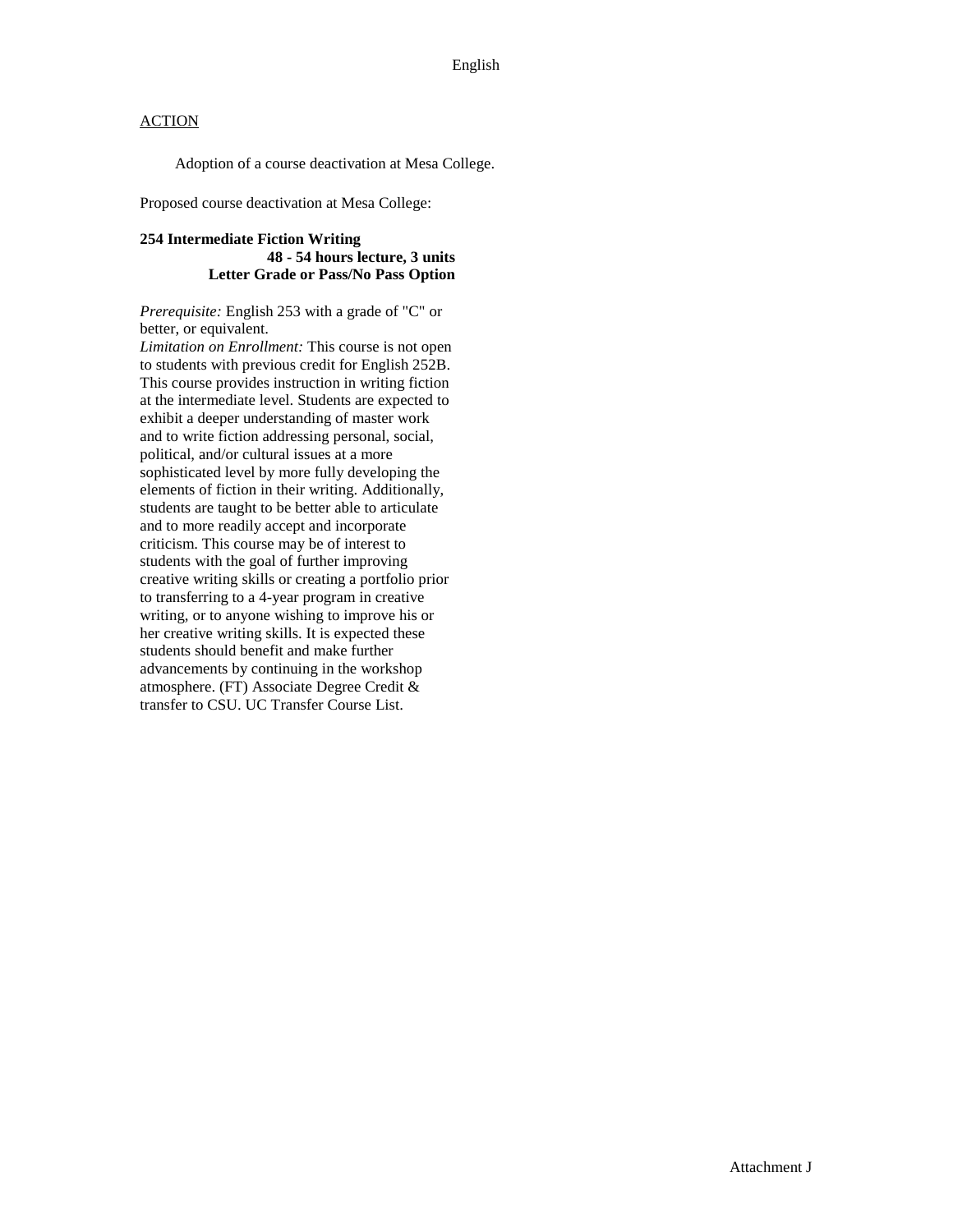English

ACTION

Adoption of a course deactivation at Mesa College.

Proposed course deactivation at Mesa College:

**254 Intermediate Fiction Writing**
**48 - 54 hours lecture, 3 units**
**Letter Grade or Pass/No Pass Option**

*Prerequisite:* English 253 with a grade of "C" or better, or equivalent.
*Limitation on Enrollment:* This course is not open to students with previous credit for English 252B. This course provides instruction in writing fiction at the intermediate level. Students are expected to exhibit a deeper understanding of master work and to write fiction addressing personal, social, political, and/or cultural issues at a more sophisticated level by more fully developing the elements of fiction in their writing. Additionally, students are taught to be better able to articulate and to more readily accept and incorporate criticism. This course may be of interest to students with the goal of further improving creative writing skills or creating a portfolio prior to transferring to a 4-year program in creative writing, or to anyone wishing to improve his or her creative writing skills. It is expected these students should benefit and make further advancements by continuing in the workshop atmosphere. (FT) Associate Degree Credit & transfer to CSU. UC Transfer Course List.

Attachment J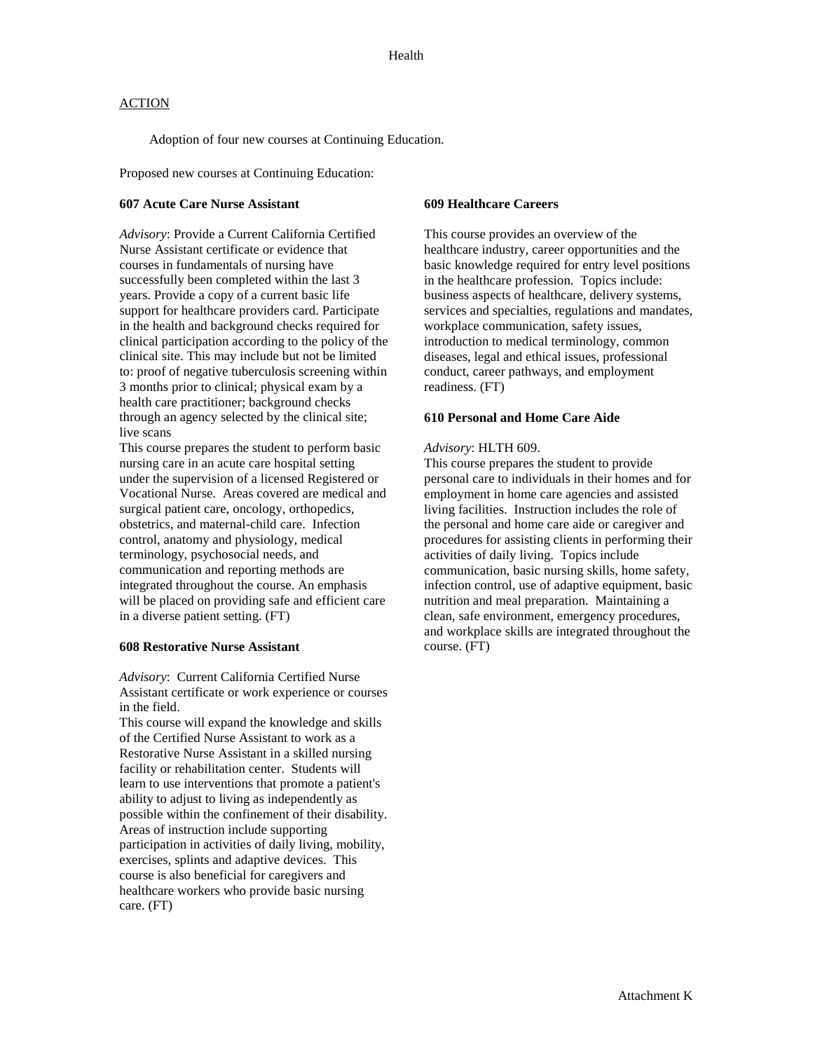# Health

<u>ACTION</u>

Adoption of four new courses at Continuing Education.

Proposed new courses at Continuing Education:

**607 Acute Care Nurse Assistant**

*Advisory*: Provide a Current California Certified Nurse Assistant certificate or evidence that courses in fundamentals of nursing have successfully been completed within the last 3 years. Provide a copy of a current basic life support for healthcare providers card. Participate in the health and background checks required for clinical participation according to the policy of the clinical site. This may include but not be limited to: proof of negative tuberculosis screening within 3 months prior to clinical; physical exam by a health care practitioner; background checks through an agency selected by the clinical site; live scans

This course prepares the student to perform basic nursing care in an acute care hospital setting under the supervision of a licensed Registered or Vocational Nurse. Areas covered are medical and surgical patient care, oncology, orthopedics, obstetrics, and maternal-child care. Infection control, anatomy and physiology, medical terminology, psychosocial needs, and communication and reporting methods are integrated throughout the course. An emphasis will be placed on providing safe and efficient care in a diverse patient setting. (FT)

**608 Restorative Nurse Assistant**

*Advisory*: Current California Certified Nurse Assistant certificate or work experience or courses in the field.

This course will expand the knowledge and skills of the Certified Nurse Assistant to work as a Restorative Nurse Assistant in a skilled nursing facility or rehabilitation center. Students will learn to use interventions that promote a patient's ability to adjust to living as independently as possible within the confinement of their disability. Areas of instruction include supporting participation in activities of daily living, mobility, exercises, splints and adaptive devices. This course is also beneficial for caregivers and healthcare workers who provide basic nursing care. (FT)

**609 Healthcare Careers**

This course provides an overview of the healthcare industry, career opportunities and the basic knowledge required for entry level positions in the healthcare profession. Topics include: business aspects of healthcare, delivery systems, services and specialties, regulations and mandates, workplace communication, safety issues, introduction to medical terminology, common diseases, legal and ethical issues, professional conduct, career pathways, and employment readiness. (FT)

**610 Personal and Home Care Aide**

*Advisory*: HLTH 609.

This course prepares the student to provide personal care to individuals in their homes and for employment in home care agencies and assisted living facilities. Instruction includes the role of the personal and home care aide or caregiver and procedures for assisting clients in performing their activities of daily living. Topics include communication, basic nursing skills, home safety, infection control, use of adaptive equipment, basic nutrition and meal preparation. Maintaining a clean, safe environment, emergency procedures, and workplace skills are integrated throughout the course. (FT)

Attachment K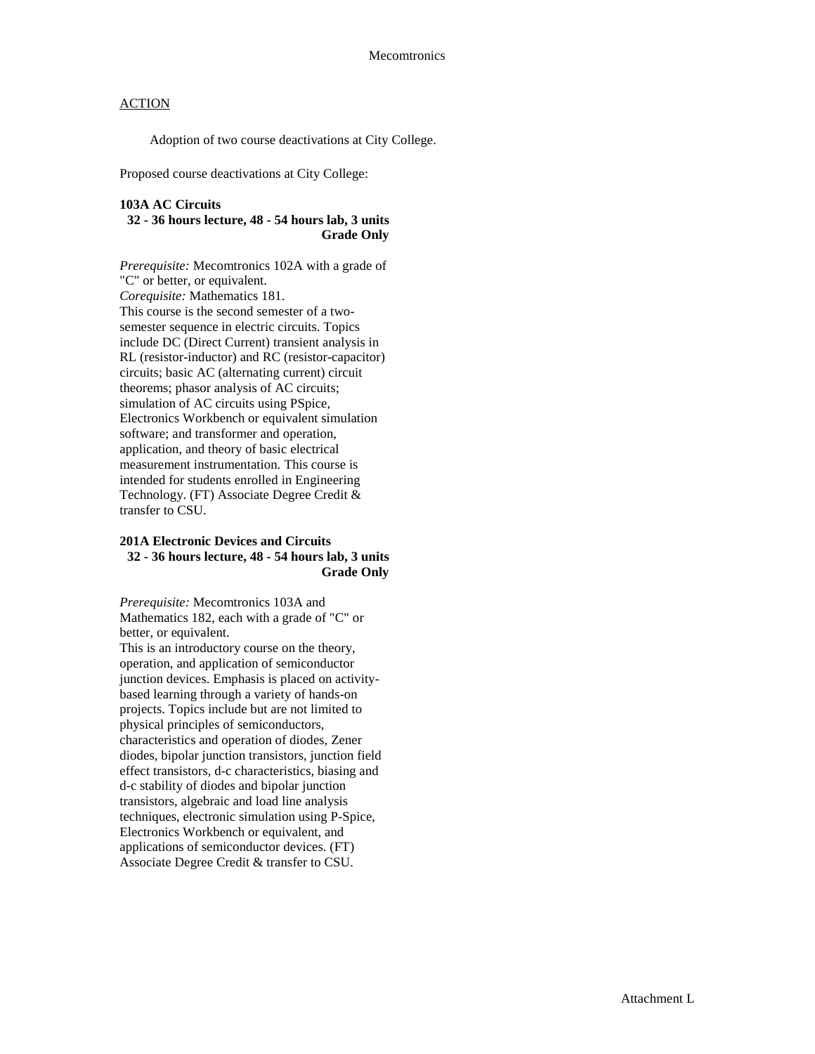Mecomtronics

ACTION

Adoption of two course deactivations at City College.

Proposed course deactivations at City College:

**103A AC Circuits**
**32 - 36 hours lecture, 48 - 54 hours lab, 3 units**
**Grade Only**

*Prerequisite:* Mecomtronics 102A with a grade of "C" or better, or equivalent.
*Corequisite:* Mathematics 181.
This course is the second semester of a two-semester sequence in electric circuits. Topics include DC (Direct Current) transient analysis in RL (resistor-inductor) and RC (resistor-capacitor) circuits; basic AC (alternating current) circuit theorems; phasor analysis of AC circuits; simulation of AC circuits using PSpice, Electronics Workbench or equivalent simulation software; and transformer and operation, application, and theory of basic electrical measurement instrumentation. This course is intended for students enrolled in Engineering Technology. (FT) Associate Degree Credit & transfer to CSU.

**201A Electronic Devices and Circuits**
**32 - 36 hours lecture, 48 - 54 hours lab, 3 units**
**Grade Only**

*Prerequisite:* Mecomtronics 103A and Mathematics 182, each with a grade of "C" or better, or equivalent.
This is an introductory course on the theory, operation, and application of semiconductor junction devices. Emphasis is placed on activity-based learning through a variety of hands-on projects. Topics include but are not limited to physical principles of semiconductors, characteristics and operation of diodes, Zener diodes, bipolar junction transistors, junction field effect transistors, d-c characteristics, biasing and d-c stability of diodes and bipolar junction transistors, algebraic and load line analysis techniques, electronic simulation using P-Spice, Electronics Workbench or equivalent, and applications of semiconductor devices. (FT) Associate Degree Credit & transfer to CSU.

Attachment L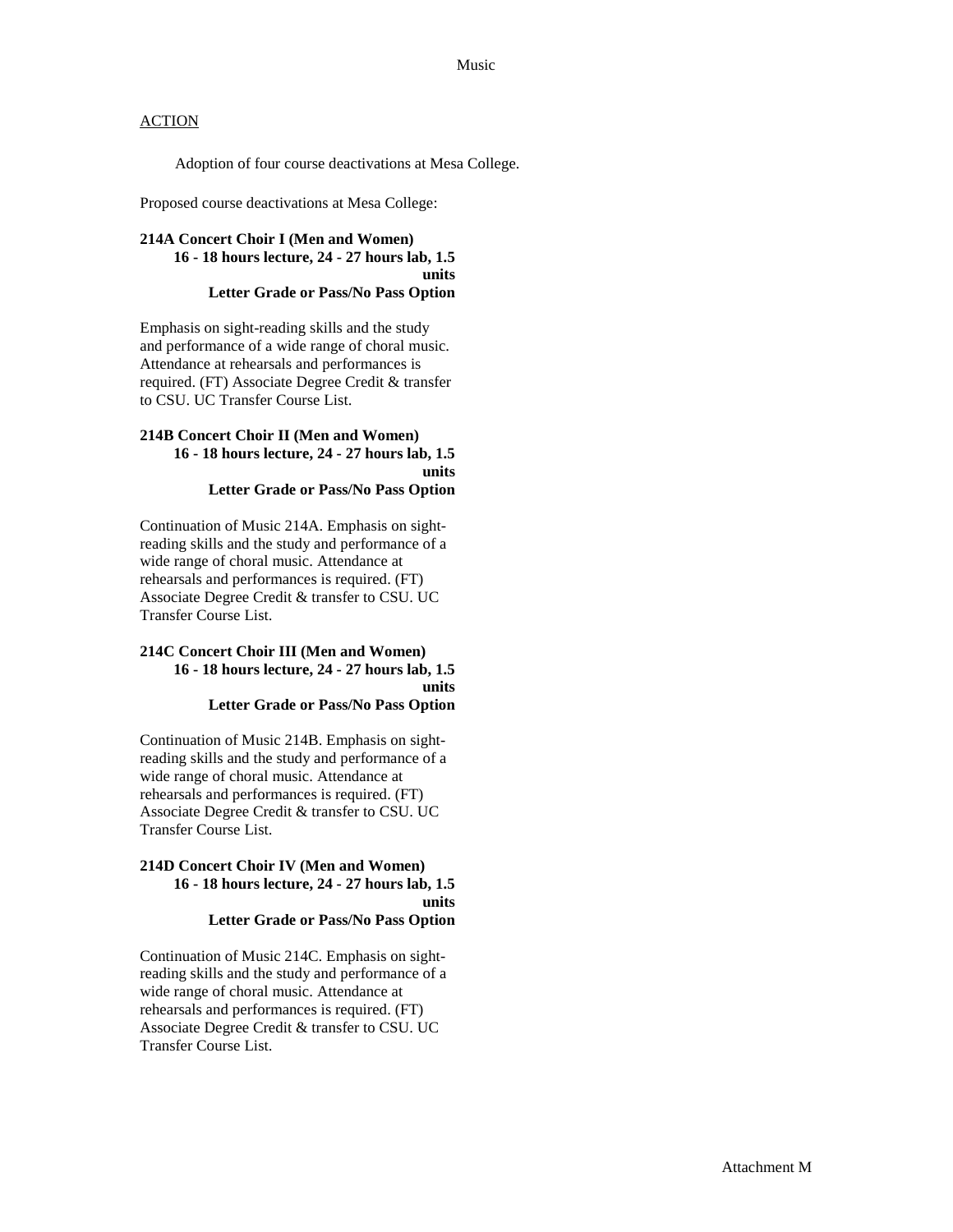## ACTION

Adoption of four course deactivations at Mesa College.

Proposed course deactivations at Mesa College:

**214A Concert Choir I (Men and Women)**
**16 - 18 hours lecture, 24 - 27 hours lab, 1.5 units**
**Letter Grade or Pass/No Pass Option**

Emphasis on sight-reading skills and the study and performance of a wide range of choral music. Attendance at rehearsals and performances is required. (FT) Associate Degree Credit & transfer to CSU. UC Transfer Course List.

**214B Concert Choir II (Men and Women)**
**16 - 18 hours lecture, 24 - 27 hours lab, 1.5 units**
**Letter Grade or Pass/No Pass Option**

Continuation of Music 214A. Emphasis on sight-reading skills and the study and performance of a wide range of choral music. Attendance at rehearsals and performances is required. (FT) Associate Degree Credit & transfer to CSU. UC Transfer Course List.

**214C Concert Choir III (Men and Women)**
**16 - 18 hours lecture, 24 - 27 hours lab, 1.5 units**
**Letter Grade or Pass/No Pass Option**

Continuation of Music 214B. Emphasis on sight-reading skills and the study and performance of a wide range of choral music. Attendance at rehearsals and performances is required. (FT) Associate Degree Credit & transfer to CSU. UC Transfer Course List.

**214D Concert Choir IV (Men and Women)**
**16 - 18 hours lecture, 24 - 27 hours lab, 1.5 units**
**Letter Grade or Pass/No Pass Option**

Continuation of Music 214C. Emphasis on sight-reading skills and the study and performance of a wide range of choral music. Attendance at rehearsals and performances is required. (FT) Associate Degree Credit & transfer to CSU. UC Transfer Course List.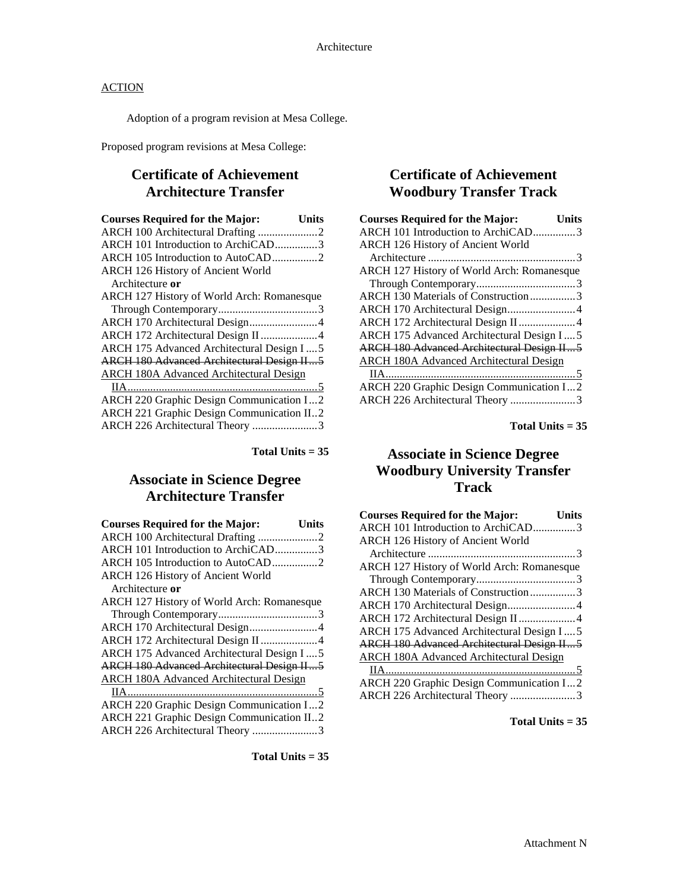ACTION

Adoption of a program revision at Mesa College.

Proposed program revisions at Mesa College:

## Certificate of Achievement Architecture Transfer

| Courses Required for the Major: | Units |
|---|---|
| ARCH 100 Architectural Drafting | 2 |
| ARCH 101 Introduction to ArchiCAD | 3 |
| ARCH 105 Introduction to AutoCAD | 2 |
| ARCH 126 History of Ancient World Architecture **or** | |
| ARCH 127 History of World Arch: Romanesque Through Contemporary | 3 |
| ARCH 170 Architectural Design | 4 |
| ARCH 172 Architectural Design II | 4 |
| ARCH 175 Advanced Architectural Design I | 5 |
| ~~ARCH 180 Advanced Architectural Design II~~ | ~~5~~ |
| <u>ARCH 180A Advanced Architectural Design IIA</u> | <u>5</u> |
| ARCH 220 Graphic Design Communication I | 2 |
| ARCH 221 Graphic Design Communication II | 2 |
| ARCH 226 Architectural Theory | 3 |

**Total Units = 35**

## Associate in Science Degree Architecture Transfer

| Courses Required for the Major: | Units |
|---|---|
| ARCH 100 Architectural Drafting | 2 |
| ARCH 101 Introduction to ArchiCAD | 3 |
| ARCH 105 Introduction to AutoCAD | 2 |
| ARCH 126 History of Ancient World Architecture **or** | |
| ARCH 127 History of World Arch: Romanesque Through Contemporary | 3 |
| ARCH 170 Architectural Design | 4 |
| ARCH 172 Architectural Design II | 4 |
| ARCH 175 Advanced Architectural Design I | 5 |
| ~~ARCH 180 Advanced Architectural Design II~~ | ~~5~~ |
| <u>ARCH 180A Advanced Architectural Design IIA</u> | <u>5</u> |
| ARCH 220 Graphic Design Communication I | 2 |
| ARCH 221 Graphic Design Communication II | 2 |
| ARCH 226 Architectural Theory | 3 |

**Total Units = 35**

## Certificate of Achievement Woodbury Transfer Track

| Courses Required for the Major: | Units |
|---|---|
| ARCH 101 Introduction to ArchiCAD | 3 |
| ARCH 126 History of Ancient World Architecture | 3 |
| ARCH 127 History of World Arch: Romanesque Through Contemporary | 3 |
| ARCH 130 Materials of Construction | 3 |
| ARCH 170 Architectural Design | 4 |
| ARCH 172 Architectural Design II | 4 |
| ARCH 175 Advanced Architectural Design I | 5 |
| ~~ARCH 180 Advanced Architectural Design II~~ | ~~5~~ |
| <u>ARCH 180A Advanced Architectural Design IIA</u> | <u>5</u> |
| ARCH 220 Graphic Design Communication I | 2 |
| ARCH 226 Architectural Theory | 3 |

**Total Units = 35**

## Associate in Science Degree Woodbury University Transfer Track

| Courses Required for the Major: | Units |
|---|---|
| ARCH 101 Introduction to ArchiCAD | 3 |
| ARCH 126 History of Ancient World Architecture | 3 |
| ARCH 127 History of World Arch: Romanesque Through Contemporary | 3 |
| ARCH 130 Materials of Construction | 3 |
| ARCH 170 Architectural Design | 4 |
| ARCH 172 Architectural Design II | 4 |
| ARCH 175 Advanced Architectural Design I | 5 |
| ~~ARCH 180 Advanced Architectural Design II~~ | ~~5~~ |
| <u>ARCH 180A Advanced Architectural Design IIA</u> | <u>5</u> |
| ARCH 220 Graphic Design Communication I | 2 |
| ARCH 226 Architectural Theory | 3 |

**Total Units = 35**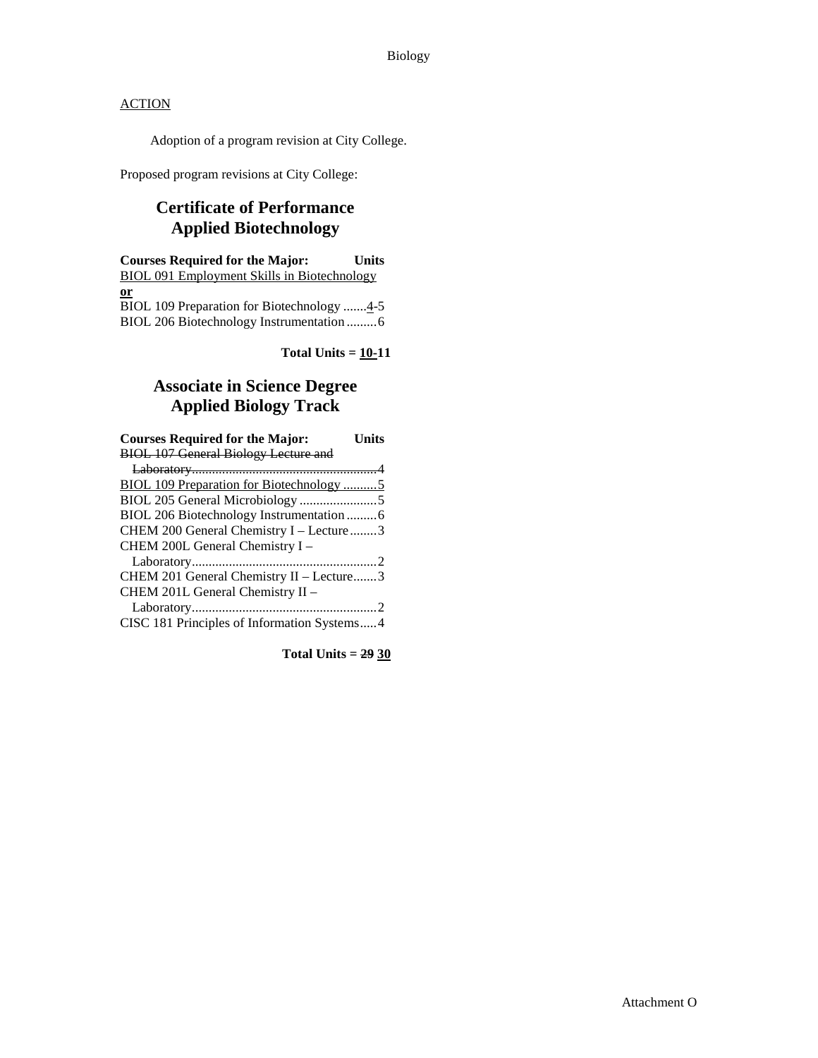<u>ACTION</u>

Adoption of a program revision at City College.

Proposed program revisions at City College:

## Certificate of Performance Applied Biotechnology

| Courses Required for the Major: | Units |
|---|---|
| <u>BIOL 091 Employment Skills in Biotechnology</u> **<u>or</u>** BIOL 109 Preparation for Biotechnology | <u>4</u>-5 |
| BIOL 206 Biotechnology Instrumentation | 6 |

**Total Units = <u>10-</u>11**

## Associate in Science Degree Applied Biology Track

| Courses Required for the Major: | Units |
|---|---|
| ~~BIOL 107 General Biology Lecture and Laboratory~~ | ~~4~~ |
| <u>BIOL 109 Preparation for Biotechnology</u> | <u>5</u> |
| BIOL 205 General Microbiology | 5 |
| BIOL 206 Biotechnology Instrumentation | 6 |
| CHEM 200 General Chemistry I – Lecture | 3 |
| CHEM 200L General Chemistry I – Laboratory | 2 |
| CHEM 201 General Chemistry II – Lecture | 3 |
| CHEM 201L General Chemistry II – Laboratory | 2 |
| CISC 181 Principles of Information Systems | 4 |

**Total Units = ~~29~~ <u>30</u>**

Attachment O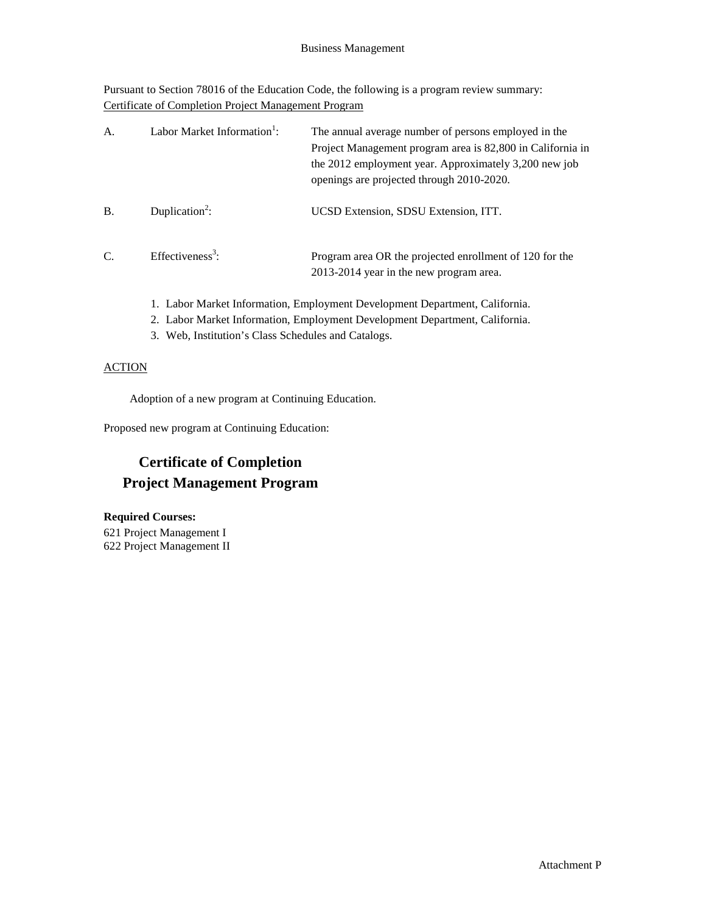Business Management

Pursuant to Section 78016 of the Education Code, the following is a program review summary:
Certificate of Completion Project Management Program

A. Labor Market Information[1]: The annual average number of persons employed in the Project Management program area is 82,800 in California in the 2012 employment year. Approximately 3,200 new job openings are projected through 2010-2020.

B. Duplication[2]: UCSD Extension, SDSU Extension, ITT.

C. Effectiveness[3]: Program area OR the projected enrollment of 120 for the 2013-2014 year in the new program area.

1. Labor Market Information, Employment Development Department, California.
2. Labor Market Information, Employment Development Department, California.
3. Web, Institution's Class Schedules and Catalogs.

ACTION

Adoption of a new program at Continuing Education.

Proposed new program at Continuing Education:

## Certificate of Completion
## Project Management Program

**Required Courses:**

621 Project Management I
622 Project Management II

Attachment P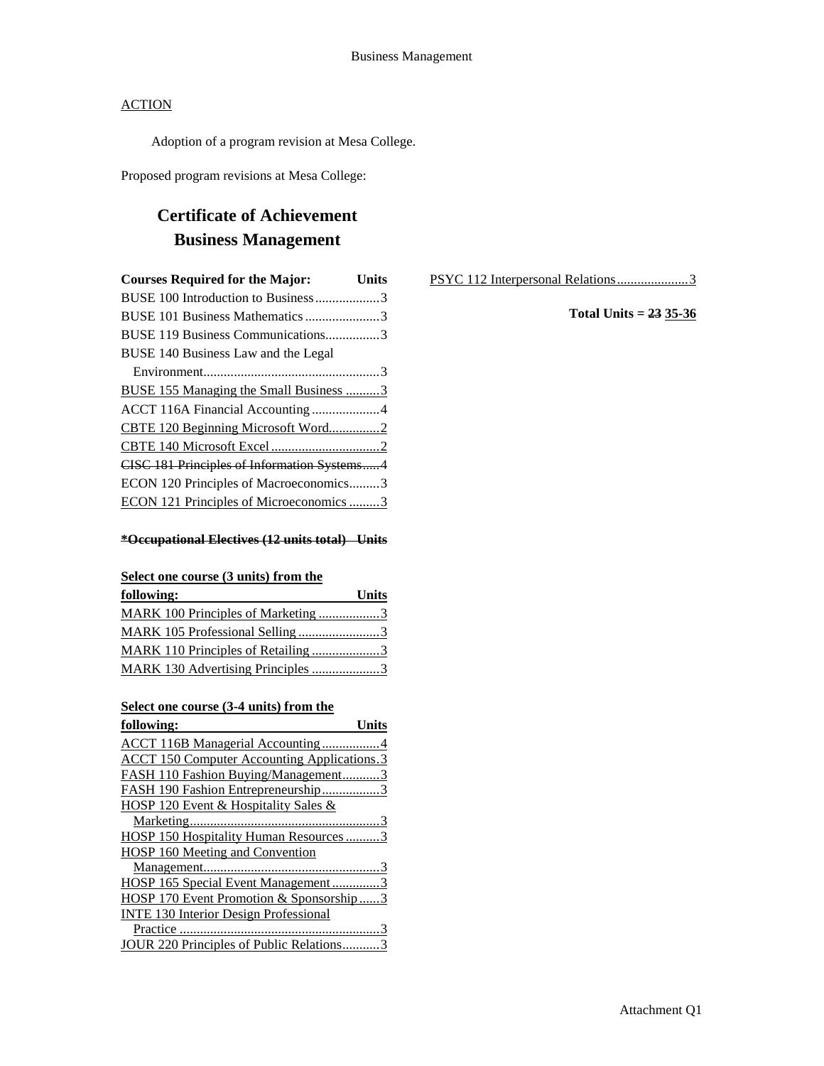ACTION

Adoption of a program revision at Mesa College.

Proposed program revisions at Mesa College:

## Certificate of Achievement Business Management

| Courses Required for the Major: | Units |
|---|---|
| BUSE 100 Introduction to Business | 3 |
| BUSE 101 Business Mathematics | 3 |
| BUSE 119 Business Communications | 3 |
| BUSE 140 Business Law and the Legal Environment | 3 |
| BUSE 155 Managing the Small Business | 3 |
| ACCT 116A Financial Accounting | 4 |
| CBTE 120 Beginning Microsoft Word | 2 |
| CBTE 140 Microsoft Excel | 2 |
| ~~CISC 181 Principles of Information Systems~~ | ~~4~~ |
| ECON 120 Principles of Macroeconomics | 3 |
| ECON 121 Principles of Microeconomics | 3 |

~~**\*Occupational Electives (12 units total) Units**~~

| **Select one course (3 units) from the following:** | **Units** |
|---|---|
| MARK 100 Principles of Marketing | 3 |
| MARK 105 Professional Selling | 3 |
| MARK 110 Principles of Retailing | 3 |
| MARK 130 Advertising Principles | 3 |

| **Select one course (3-4 units) from the following:** | **Units** |
|---|---|
| ACCT 116B Managerial Accounting | 4 |
| ACCT 150 Computer Accounting Applications | 3 |
| FASH 110 Fashion Buying/Management | 3 |
| FASH 190 Fashion Entrepreneurship | 3 |
| HOSP 120 Event & Hospitality Sales & Marketing | 3 |
| HOSP 150 Hospitality Human Resources | 3 |
| HOSP 160 Meeting and Convention Management | 3 |
| HOSP 165 Special Event Management | 3 |
| HOSP 170 Event Promotion & Sponsorship | 3 |
| INTE 130 Interior Design Professional Practice | 3 |
| JOUR 220 Principles of Public Relations | 3 |
| PSYC 112 Interpersonal Relations | 3 |

**Total Units = ~~23~~ 35-36**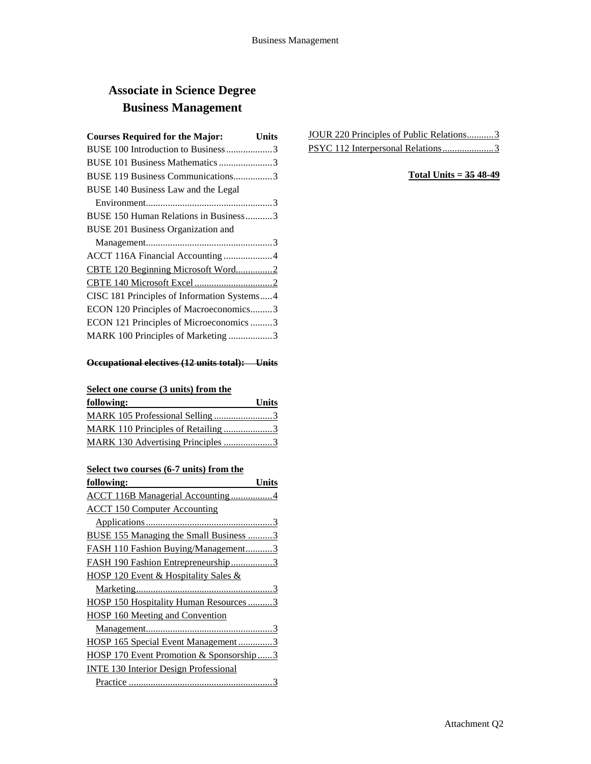# Associate in Science Degree
# Business Management

| Courses Required for the Major: | Units |
|---|---|
| BUSE 100 Introduction to Business | 3 |
| BUSE 101 Business Mathematics | 3 |
| BUSE 119 Business Communications | 3 |
| BUSE 140 Business Law and the Legal Environment | 3 |
| BUSE 150 Human Relations in Business | 3 |
| BUSE 201 Business Organization and Management | 3 |
| ACCT 116A Financial Accounting | 4 |
| CBTE 120 Beginning Microsoft Word | 2 |
| CBTE 140 Microsoft Excel | 2 |
| CISC 181 Principles of Information Systems | 4 |
| ECON 120 Principles of Macroeconomics | 3 |
| ECON 121 Principles of Microeconomics | 3 |
| MARK 100 Principles of Marketing | 3 |

~~**Occupational electives (12 units total): Units**~~

| **Select one course (3 units) from the following:** | **Units** |
|---|---|
| MARK 105 Professional Selling | 3 |
| MARK 110 Principles of Retailing | 3 |
| MARK 130 Advertising Principles | 3 |

| **Select two courses (6-7 units) from the following:** | **Units** |
|---|---|
| ACCT 116B Managerial Accounting | 4 |
| ACCT 150 Computer Accounting Applications | 3 |
| BUSE 155 Managing the Small Business | 3 |
| FASH 110 Fashion Buying/Management | 3 |
| FASH 190 Fashion Entrepreneurship | 3 |
| HOSP 120 Event & Hospitality Sales & Marketing | 3 |
| HOSP 150 Hospitality Human Resources | 3 |
| HOSP 160 Meeting and Convention Management | 3 |
| HOSP 165 Special Event Management | 3 |
| HOSP 170 Event Promotion & Sponsorship | 3 |
| INTE 130 Interior Design Professional Practice | 3 |
| JOUR 220 Principles of Public Relations | 3 |
| PSYC 112 Interpersonal Relations | 3 |

**Total Units = ~~35~~ 48-49**

Attachment Q2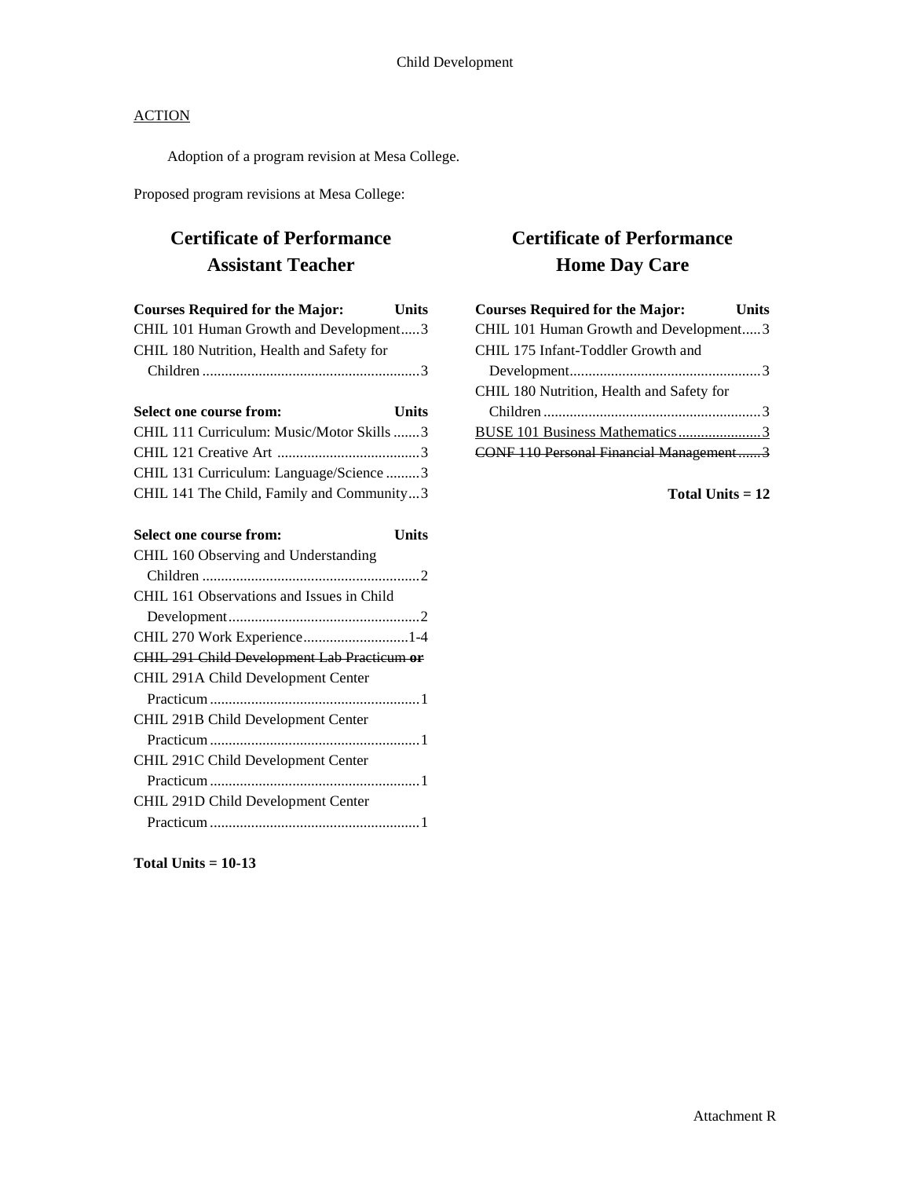Child Development

ACTION

Adoption of a program revision at Mesa College.

Proposed program revisions at Mesa College:

## Certificate of Performance Assistant Teacher

| Courses Required for the Major: | Units |
|---|---|
| CHIL 101 Human Growth and Development | 3 |
| CHIL 180 Nutrition, Health and Safety for Children | 3 |

| Select one course from: | Units |
|---|---|
| CHIL 111 Curriculum: Music/Motor Skills | 3 |
| CHIL 121 Creative Art | 3 |
| CHIL 131 Curriculum: Language/Science | 3 |
| CHIL 141 The Child, Family and Community | 3 |

| Select one course from: | Units |
|---|---|
| CHIL 160 Observing and Understanding Children | 2 |
| CHIL 161 Observations and Issues in Child Development | 2 |
| CHIL 270 Work Experience | 1-4 |
| ~~CHIL 291 Child Development Lab Practicum **or**~~ | |
| CHIL 291A Child Development Center Practicum | 1 |
| CHIL 291B Child Development Center Practicum | 1 |
| CHIL 291C Child Development Center Practicum | 1 |
| CHIL 291D Child Development Center Practicum | 1 |

**Total Units = 10-13**

## Certificate of Performance Home Day Care

| Courses Required for the Major: | Units |
|---|---|
| CHIL 101 Human Growth and Development | 3 |
| CHIL 175 Infant-Toddler Growth and Development | 3 |
| CHIL 180 Nutrition, Health and Safety for Children | 3 |
| <u>BUSE 101 Business Mathematics</u> | <u>3</u> |
| ~~CONF 110 Personal Financial Management~~ | ~~3~~ |

**Total Units = 12**

Attachment R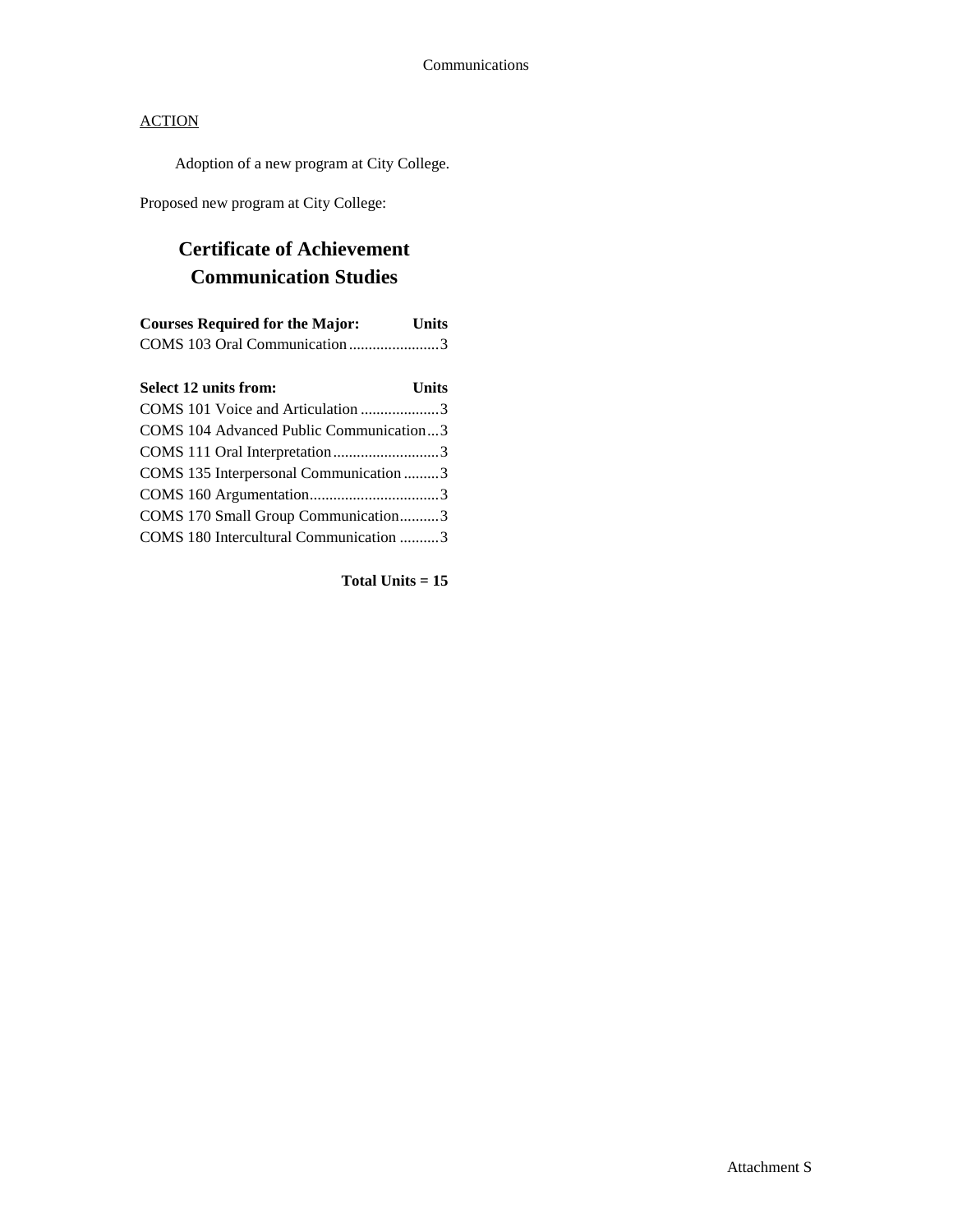Communications

ACTION

Adoption of a new program at City College.

Proposed new program at City College:

## Certificate of Achievement
## Communication Studies

| Courses Required for the Major: | Units |
|---|---|
| COMS 103 Oral Communication | 3 |

| Select 12 units from: | Units |
|---|---|
| COMS 101 Voice and Articulation | 3 |
| COMS 104 Advanced Public Communication | 3 |
| COMS 111 Oral Interpretation | 3 |
| COMS 135 Interpersonal Communication | 3 |
| COMS 160 Argumentation | 3 |
| COMS 170 Small Group Communication | 3 |
| COMS 180 Intercultural Communication | 3 |

**Total Units = 15**

Attachment S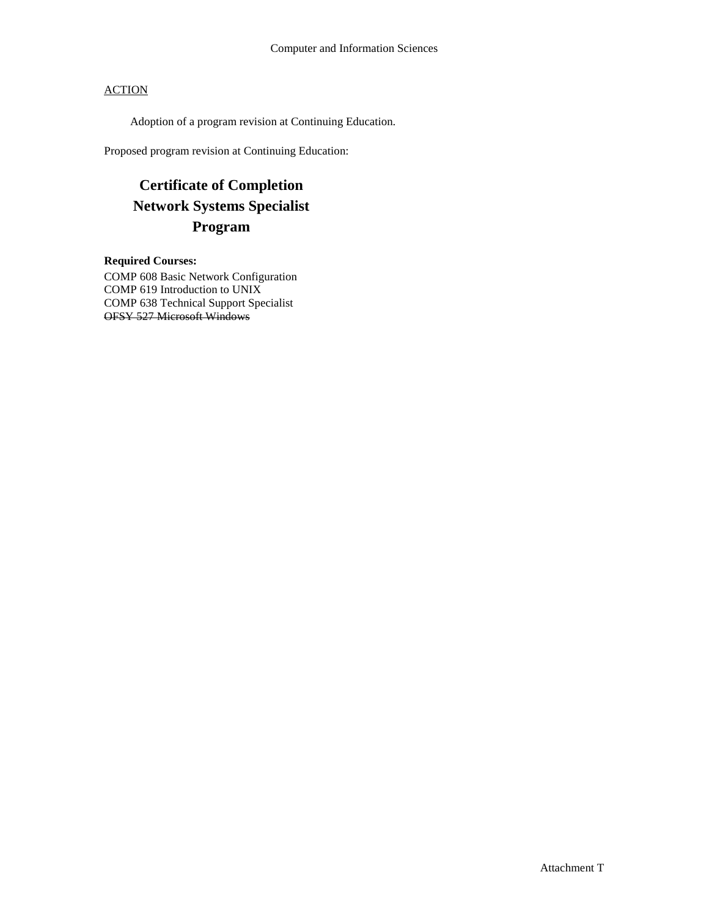Computer and Information Sciences

ACTION

Adoption of a program revision at Continuing Education.

Proposed program revision at Continuing Education:

## Certificate of Completion
## Network Systems Specialist
## Program

**Required Courses:**

COMP 608 Basic Network Configuration
COMP 619 Introduction to UNIX
COMP 638 Technical Support Specialist
~~OFSY 527 Microsoft Windows~~

Attachment T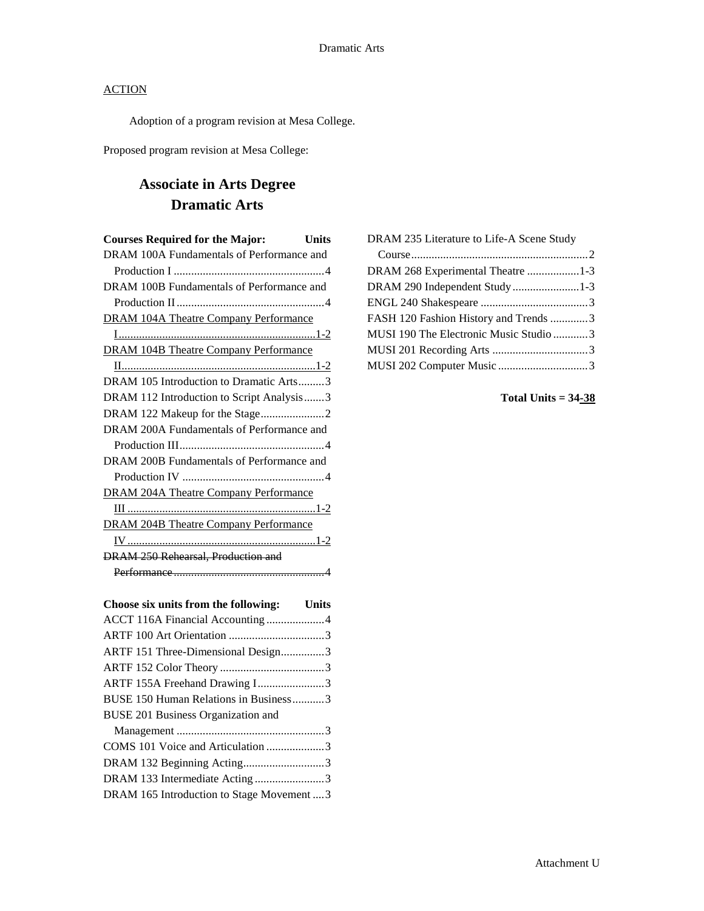Dramatic Arts

<u>ACTION</u>

Adoption of a program revision at Mesa College.

Proposed program revision at Mesa College:

# Associate in Arts Degree
# Dramatic Arts

| Courses Required for the Major: | Units |
|---|---|
| DRAM 100A Fundamentals of Performance and Production I | 4 |
| DRAM 100B Fundamentals of Performance and Production II | 4 |
| <u>DRAM 104A Theatre Company Performance I</u> | <u>1-2</u> |
| <u>DRAM 104B Theatre Company Performance II</u> | <u>1-2</u> |
| DRAM 105 Introduction to Dramatic Arts | 3 |
| DRAM 112 Introduction to Script Analysis | 3 |
| DRAM 122 Makeup for the Stage | 2 |
| DRAM 200A Fundamentals of Performance and Production III | 4 |
| DRAM 200B Fundamentals of Performance and Production IV | 4 |
| <u>DRAM 204A Theatre Company Performance III</u> | <u>1-2</u> |
| <u>DRAM 204B Theatre Company Performance IV</u> | <u>1-2</u> |
| ~~DRAM 250 Rehearsal, Production and Performance~~ | ~~4~~ |

| Choose six units from the following: | Units |
|---|---|
| ACCT 116A Financial Accounting | 4 |
| ARTF 100 Art Orientation | 3 |
| ARTF 151 Three-Dimensional Design | 3 |
| ARTF 152 Color Theory | 3 |
| ARTF 155A Freehand Drawing I | 3 |
| BUSE 150 Human Relations in Business | 3 |
| BUSE 201 Business Organization and Management | 3 |
| COMS 101 Voice and Articulation | 3 |
| DRAM 132 Beginning Acting | 3 |
| DRAM 133 Intermediate Acting | 3 |
| DRAM 165 Introduction to Stage Movement | 3 |
| DRAM 235 Literature to Life-A Scene Study Course | 2 |
| DRAM 268 Experimental Theatre | 1-3 |
| DRAM 290 Independent Study | 1-3 |
| ENGL 240 Shakespeare | 3 |
| FASH 120 Fashion History and Trends | 3 |
| MUSI 190 The Electronic Music Studio | 3 |
| MUSI 201 Recording Arts | 3 |
| MUSI 202 Computer Music | 3 |

**Total Units = 34<u>-38</u>**

Attachment U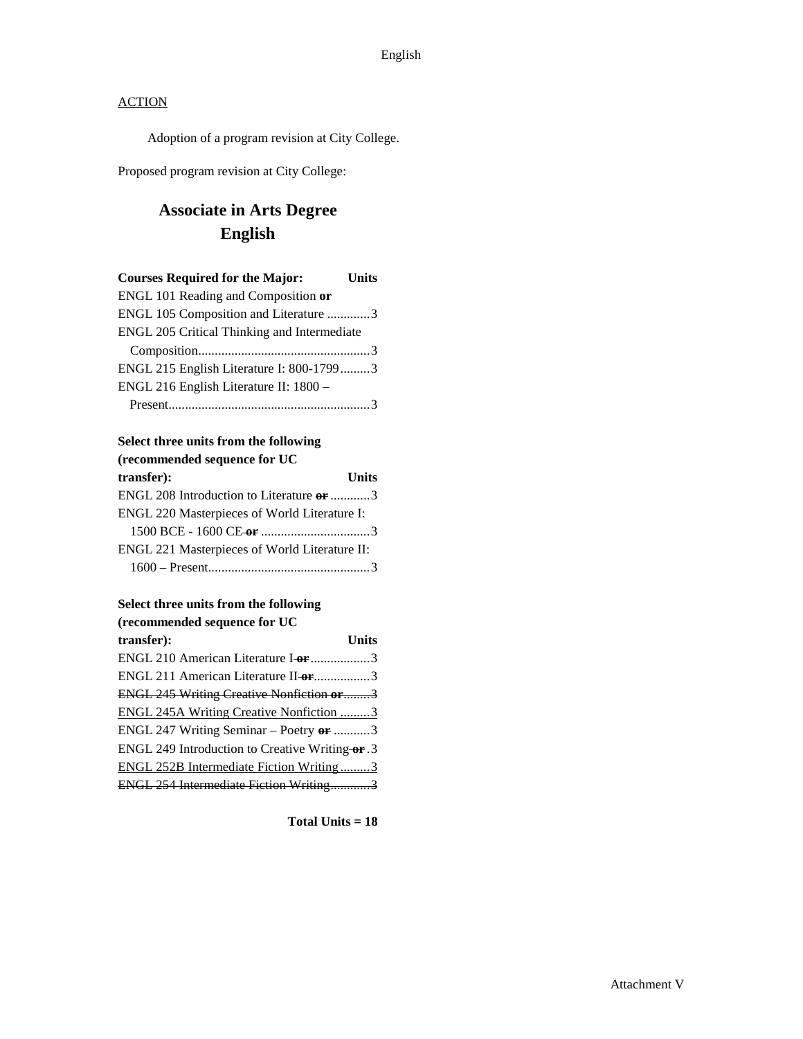ACTION

Adoption of a program revision at City College.

Proposed program revision at City College:

## Associate in Arts Degree
## English

| Courses Required for the Major: | Units |
| --- | --- |
| ENGL 101 Reading and Composition **or** | |
| ENGL 105 Composition and Literature | 3 |
| ENGL 205 Critical Thinking and Intermediate Composition | 3 |
| ENGL 215 English Literature I: 800-1799 | 3 |
| ENGL 216 English Literature II: 1800 – Present | 3 |

| Select three units from the following (recommended sequence for UC transfer): | Units |
| --- | --- |
| ENGL 208 Introduction to Literature ~~**or**~~ | 3 |
| ENGL 220 Masterpieces of World Literature I: 1500 BCE - 1600 CE ~~**or**~~ | 3 |
| ENGL 221 Masterpieces of World Literature II: 1600 – Present | 3 |

| Select three units from the following (recommended sequence for UC transfer): | Units |
| --- | --- |
| ENGL 210 American Literature I ~~**or**~~ | 3 |
| ENGL 211 American Literature II ~~**or**~~ | 3 |
| ~~ENGL 245 Writing Creative Nonfiction **or**~~ | ~~3~~ |
| <u>ENGL 245A Writing Creative Nonfiction</u> | <u>3</u> |
| ENGL 247 Writing Seminar – Poetry ~~**or**~~ | 3 |
| ENGL 249 Introduction to Creative Writing ~~**or**~~ | 3 |
| <u>ENGL 252B Intermediate Fiction Writing</u> | <u>3</u> |
| ~~ENGL 254 Intermediate Fiction Writing~~ | ~~3~~ |

**Total Units = 18**

Attachment V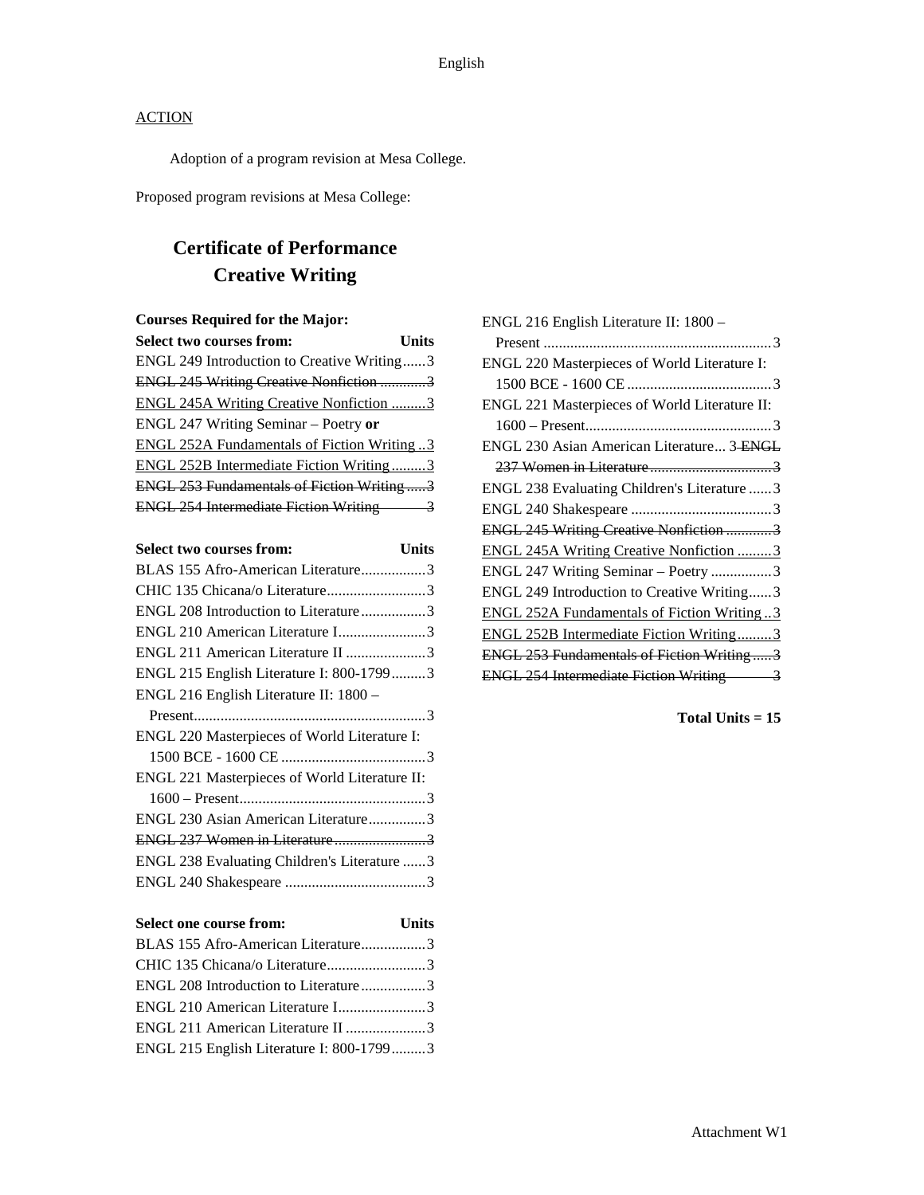English

ACTION

Adoption of a program revision at Mesa College.

Proposed program revisions at Mesa College:

## Certificate of Performance
## Creative Writing

**Courses Required for the Major:**

| **Select two courses from:** | **Units** |
|---|---|
| ENGL 249 Introduction to Creative Writing | 3 |
| ~~ENGL 245 Writing Creative Nonfiction~~ | ~~3~~ |
| <u>ENGL 245A Writing Creative Nonfiction</u> | <u>3</u> |
| ENGL 247 Writing Seminar – Poetry **or** | |
| <u>ENGL 252A Fundamentals of Fiction Writing</u> | <u>3</u> |
| <u>ENGL 252B Intermediate Fiction Writing</u> | <u>3</u> |
| ~~ENGL 253 Fundamentals of Fiction Writing~~ | ~~3~~ |
| ~~ENGL 254 Intermediate Fiction Writing~~ | ~~3~~ |

| **Select two courses from:** | **Units** |
|---|---|
| BLAS 155 Afro-American Literature | 3 |
| CHIC 135 Chicana/o Literature | 3 |
| ENGL 208 Introduction to Literature | 3 |
| ENGL 210 American Literature I | 3 |
| ENGL 211 American Literature II | 3 |
| ENGL 215 English Literature I: 800-1799 | 3 |
| ENGL 216 English Literature II: 1800 – Present | 3 |
| ENGL 220 Masterpieces of World Literature I: 1500 BCE - 1600 CE | 3 |
| ENGL 221 Masterpieces of World Literature II: 1600 – Present | 3 |
| ENGL 230 Asian American Literature | 3 |
| ~~ENGL 237 Women in Literature~~ | ~~3~~ |
| ENGL 238 Evaluating Children's Literature | 3 |
| ENGL 240 Shakespeare | 3 |

| **Select one course from:** | **Units** |
|---|---|
| BLAS 155 Afro-American Literature | 3 |
| CHIC 135 Chicana/o Literature | 3 |
| ENGL 208 Introduction to Literature | 3 |
| ENGL 210 American Literature I | 3 |
| ENGL 211 American Literature II | 3 |
| ENGL 215 English Literature I: 800-1799 | 3 |
| ENGL 216 English Literature II: 1800 – Present | 3 |
| ENGL 220 Masterpieces of World Literature I: 1500 BCE - 1600 CE | 3 |
| ENGL 221 Masterpieces of World Literature II: 1600 – Present | 3 |
| ENGL 230 Asian American Literature | 3 |
| ~~ENGL 237 Women in Literature~~ | ~~3~~ |
| ENGL 238 Evaluating Children's Literature | 3 |
| ENGL 240 Shakespeare | 3 |
| ~~ENGL 245 Writing Creative Nonfiction~~ | ~~3~~ |
| <u>ENGL 245A Writing Creative Nonfiction</u> | <u>3</u> |
| ENGL 247 Writing Seminar – Poetry | 3 |
| ENGL 249 Introduction to Creative Writing | 3 |
| <u>ENGL 252A Fundamentals of Fiction Writing</u> | <u>3</u> |
| <u>ENGL 252B Intermediate Fiction Writing</u> | <u>3</u> |
| ~~ENGL 253 Fundamentals of Fiction Writing~~ | ~~3~~ |
| ~~ENGL 254 Intermediate Fiction Writing~~ | ~~3~~ |

**Total Units = 15**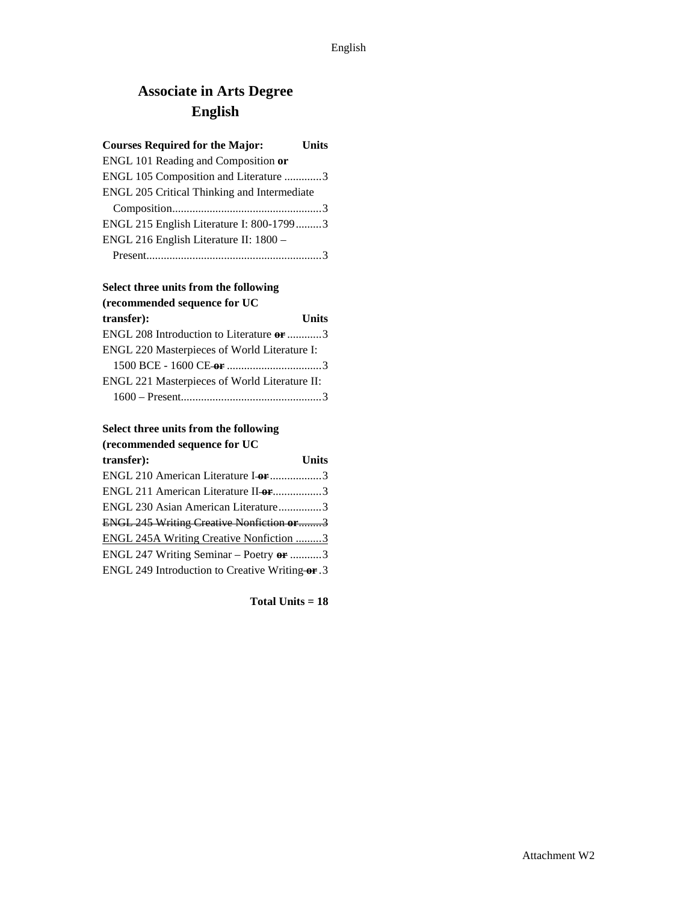# Associate in Arts Degree
# English

| Courses Required for the Major: | Units |
|---|---|
| ENGL 101 Reading and Composition **or** | |
| ENGL 105 Composition and Literature | 3 |
| ENGL 205 Critical Thinking and Intermediate Composition | 3 |
| ENGL 215 English Literature I: 800-1799 | 3 |
| ENGL 216 English Literature II: 1800 – Present | 3 |

| Select three units from the following (recommended sequence for UC transfer): | Units |
|---|---|
| ENGL 208 Introduction to Literature ~~**or**~~ | 3 |
| ENGL 220 Masterpieces of World Literature I: 1500 BCE - 1600 CE ~~**or**~~ | 3 |
| ENGL 221 Masterpieces of World Literature II: 1600 – Present | 3 |

| Select three units from the following (recommended sequence for UC transfer): | Units |
|---|---|
| ENGL 210 American Literature I ~~**or**~~ | 3 |
| ENGL 211 American Literature II ~~**or**~~ | 3 |
| ENGL 230 Asian American Literature | 3 |
| ~~ENGL 245 Writing Creative Nonfiction **or**~~ | ~~3~~ |
| <u>ENGL 245A Writing Creative Nonfiction</u> | <u>3</u> |
| ENGL 247 Writing Seminar – Poetry ~~**or**~~ | 3 |
| ENGL 249 Introduction to Creative Writing ~~**or**~~ | 3 |

**Total Units = 18**

Attachment W2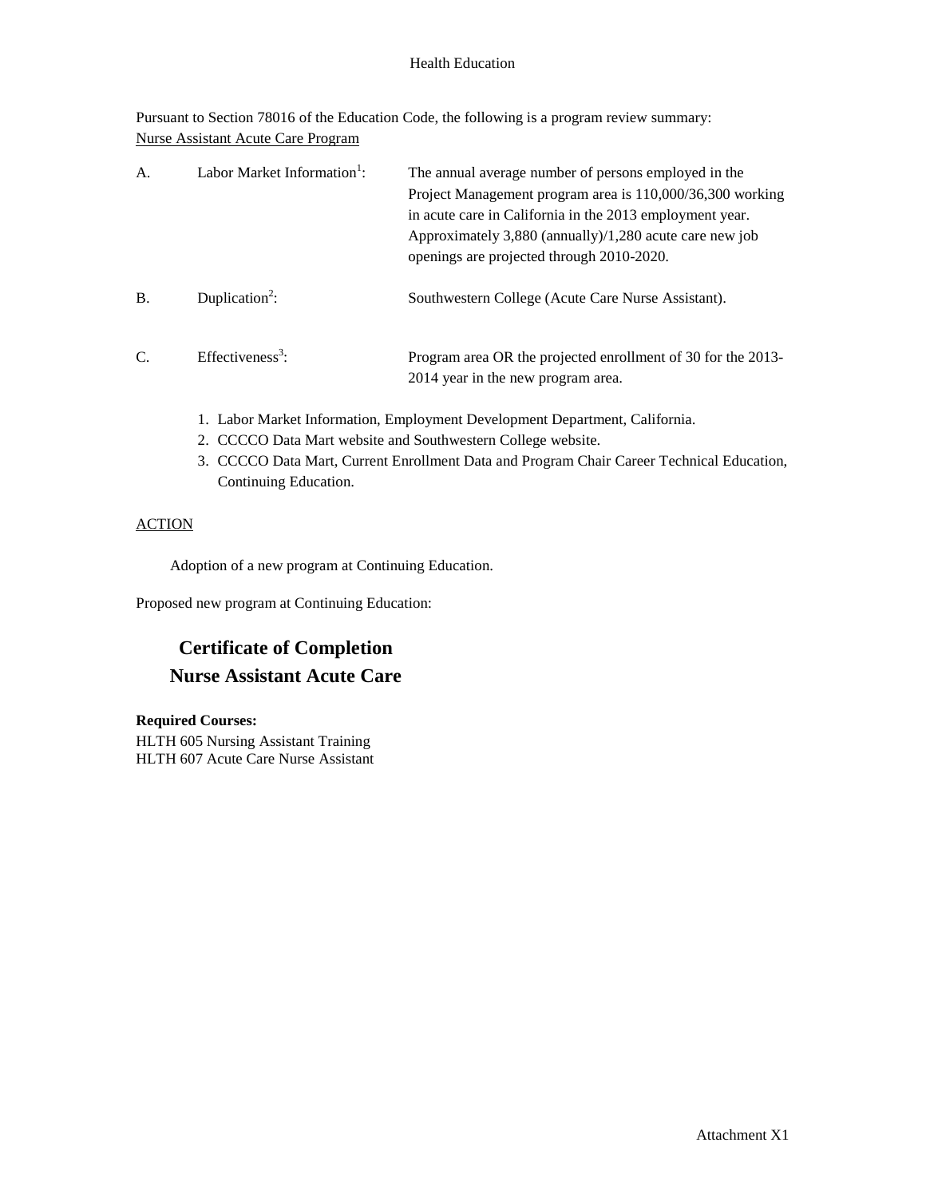Health Education

Pursuant to Section 78016 of the Education Code, the following is a program review summary:
Nurse Assistant Acute Care Program

A. Labor Market Information[1]: The annual average number of persons employed in the Project Management program area is 110,000/36,300 working in acute care in California in the 2013 employment year. Approximately 3,880 (annually)/1,280 acute care new job openings are projected through 2010-2020.

B. Duplication[2]: Southwestern College (Acute Care Nurse Assistant).

C. Effectiveness[3]: Program area OR the projected enrollment of 30 for the 2013-2014 year in the new program area.

1. Labor Market Information, Employment Development Department, California.
2. CCCCO Data Mart website and Southwestern College website.
3. CCCCO Data Mart, Current Enrollment Data and Program Chair Career Technical Education, Continuing Education.

ACTION

Adoption of a new program at Continuing Education.

Proposed new program at Continuing Education:

## Certificate of Completion
## Nurse Assistant Acute Care

**Required Courses:**
HLTH 605 Nursing Assistant Training
HLTH 607 Acute Care Nurse Assistant

Attachment X1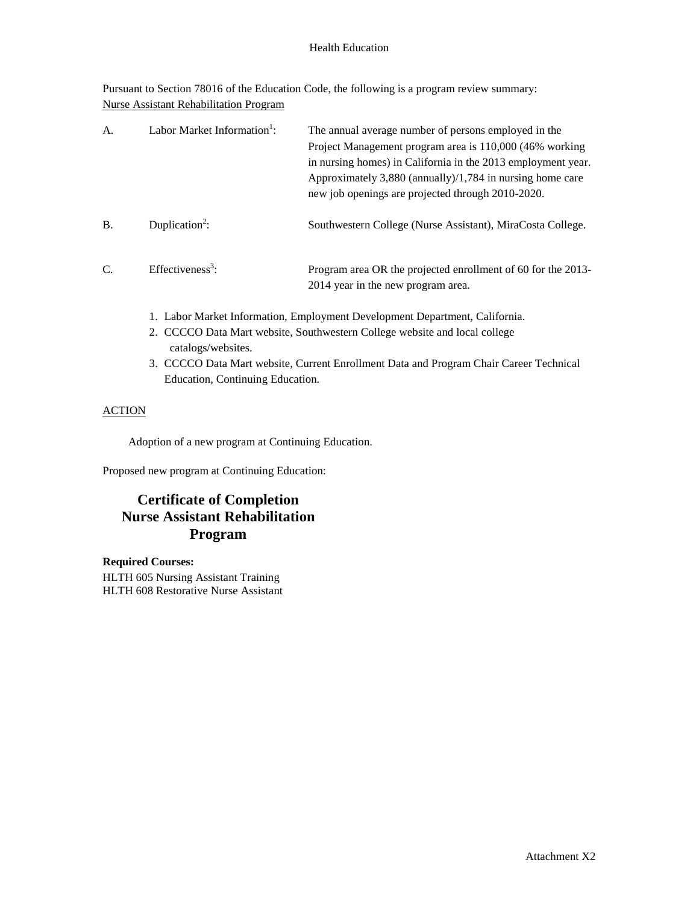Health Education

Pursuant to Section 78016 of the Education Code, the following is a program review summary:
Nurse Assistant Rehabilitation Program

| | | |
|---|---|---|
| A. | Labor Market Information[1]: | The annual average number of persons employed in the Project Management program area is 110,000 (46% working in nursing homes) in California in the 2013 employment year. Approximately 3,880 (annually)/1,784 in nursing home care new job openings are projected through 2010-2020. |
| B. | Duplication[2]: | Southwestern College (Nurse Assistant), MiraCosta College. |
| C. | Effectiveness[3]: | Program area OR the projected enrollment of 60 for the 2013-2014 year in the new program area. |

1. Labor Market Information, Employment Development Department, California.
2. CCCCO Data Mart website, Southwestern College website and local college catalogs/websites.
3. CCCCO Data Mart website, Current Enrollment Data and Program Chair Career Technical Education, Continuing Education.

ACTION

Adoption of a new program at Continuing Education.

Proposed new program at Continuing Education:

## Certificate of Completion Nurse Assistant Rehabilitation Program

**Required Courses:**

HLTH 605 Nursing Assistant Training
HLTH 608 Restorative Nurse Assistant

Attachment X2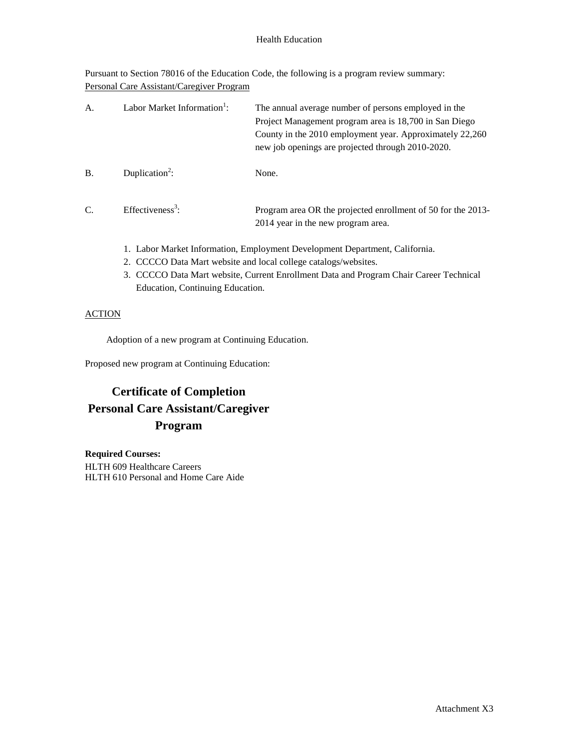Health Education

Pursuant to Section 78016 of the Education Code, the following is a program review summary:
Personal Care Assistant/Caregiver Program

A. Labor Market Information[1]: The annual average number of persons employed in the Project Management program area is 18,700 in San Diego County in the 2010 employment year. Approximately 22,260 new job openings are projected through 2010-2020.

B. Duplication[2]: None.

C. Effectiveness[3]: Program area OR the projected enrollment of 50 for the 2013-2014 year in the new program area.

1. Labor Market Information, Employment Development Department, California.
2. CCCCO Data Mart website and local college catalogs/websites.
3. CCCCO Data Mart website, Current Enrollment Data and Program Chair Career Technical Education, Continuing Education.

ACTION

Adoption of a new program at Continuing Education.

Proposed new program at Continuing Education:

## Certificate of Completion
## Personal Care Assistant/Caregiver Program

**Required Courses:**
HLTH 609 Healthcare Careers
HLTH 610 Personal and Home Care Aide

Attachment X3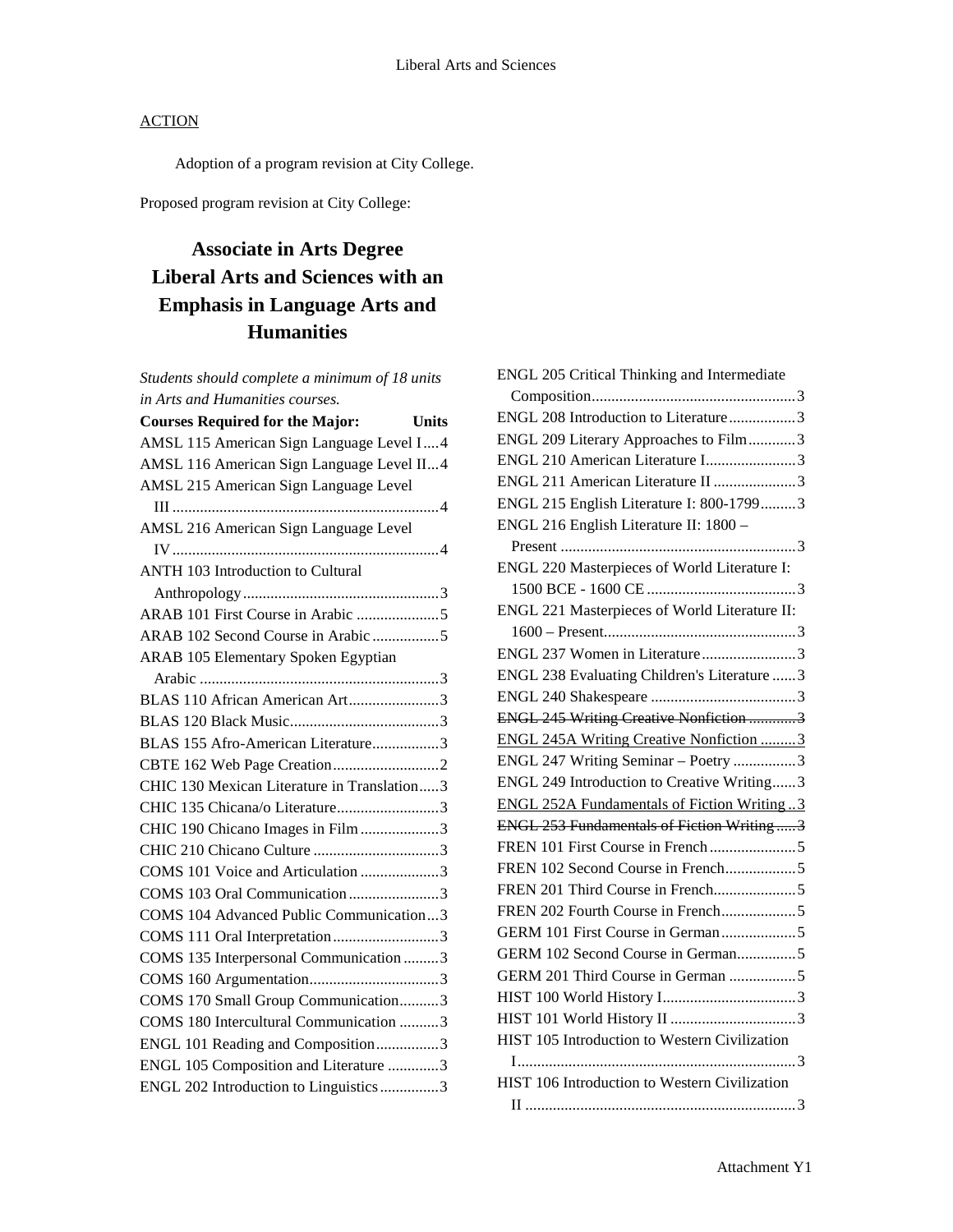<u>ACTION</u>

Adoption of a program revision at City College.

Proposed program revision at City College:

# Associate in Arts Degree Liberal Arts and Sciences with an Emphasis in Language Arts and Humanities

*Students should complete a minimum of 18 units in Arts and Humanities courses.*

| Courses Required for the Major: | Units |
|---|---|
| AMSL 115 American Sign Language Level I | 4 |
| AMSL 116 American Sign Language Level II | 4 |
| AMSL 215 American Sign Language Level III | 4 |
| AMSL 216 American Sign Language Level IV | 4 |
| ANTH 103 Introduction to Cultural Anthropology | 3 |
| ARAB 101 First Course in Arabic | 5 |
| ARAB 102 Second Course in Arabic | 5 |
| ARAB 105 Elementary Spoken Egyptian Arabic | 3 |
| BLAS 110 African American Art | 3 |
| BLAS 120 Black Music | 3 |
| BLAS 155 Afro-American Literature | 3 |
| CBTE 162 Web Page Creation | 2 |
| CHIC 130 Mexican Literature in Translation | 3 |
| CHIC 135 Chicana/o Literature | 3 |
| CHIC 190 Chicano Images in Film | 3 |
| CHIC 210 Chicano Culture | 3 |
| COMS 101 Voice and Articulation | 3 |
| COMS 103 Oral Communication | 3 |
| COMS 104 Advanced Public Communication | 3 |
| COMS 111 Oral Interpretation | 3 |
| COMS 135 Interpersonal Communication | 3 |
| COMS 160 Argumentation | 3 |
| COMS 170 Small Group Communication | 3 |
| COMS 180 Intercultural Communication | 3 |
| ENGL 101 Reading and Composition | 3 |
| ENGL 105 Composition and Literature | 3 |
| ENGL 202 Introduction to Linguistics | 3 |
| ENGL 205 Critical Thinking and Intermediate Composition | 3 |
| ENGL 208 Introduction to Literature | 3 |
| ENGL 209 Literary Approaches to Film | 3 |
| ENGL 210 American Literature I | 3 |
| ENGL 211 American Literature II | 3 |
| ENGL 215 English Literature I: 800-1799 | 3 |
| ENGL 216 English Literature II: 1800 – Present | 3 |
| ENGL 220 Masterpieces of World Literature I: 1500 BCE - 1600 CE | 3 |
| ENGL 221 Masterpieces of World Literature II: 1600 – Present | 3 |
| ENGL 237 Women in Literature | 3 |
| ENGL 238 Evaluating Children's Literature | 3 |
| ENGL 240 Shakespeare | 3 |
| ~~ENGL 245 Writing Creative Nonfiction~~ | ~~3~~ |
| <u>ENGL 245A Writing Creative Nonfiction</u> | <u>3</u> |
| ENGL 247 Writing Seminar – Poetry | 3 |
| ENGL 249 Introduction to Creative Writing | 3 |
| <u>ENGL 252A Fundamentals of Fiction Writing</u> | <u>3</u> |
| ~~ENGL 253 Fundamentals of Fiction Writing~~ | ~~3~~ |
| FREN 101 First Course in French | 5 |
| FREN 102 Second Course in French | 5 |
| FREN 201 Third Course in French | 5 |
| FREN 202 Fourth Course in French | 5 |
| GERM 101 First Course in German | 5 |
| GERM 102 Second Course in German | 5 |
| GERM 201 Third Course in German | 5 |
| HIST 100 World History I | 3 |
| HIST 101 World History II | 3 |
| HIST 105 Introduction to Western Civilization I | 3 |
| HIST 106 Introduction to Western Civilization II | 3 |

Attachment Y1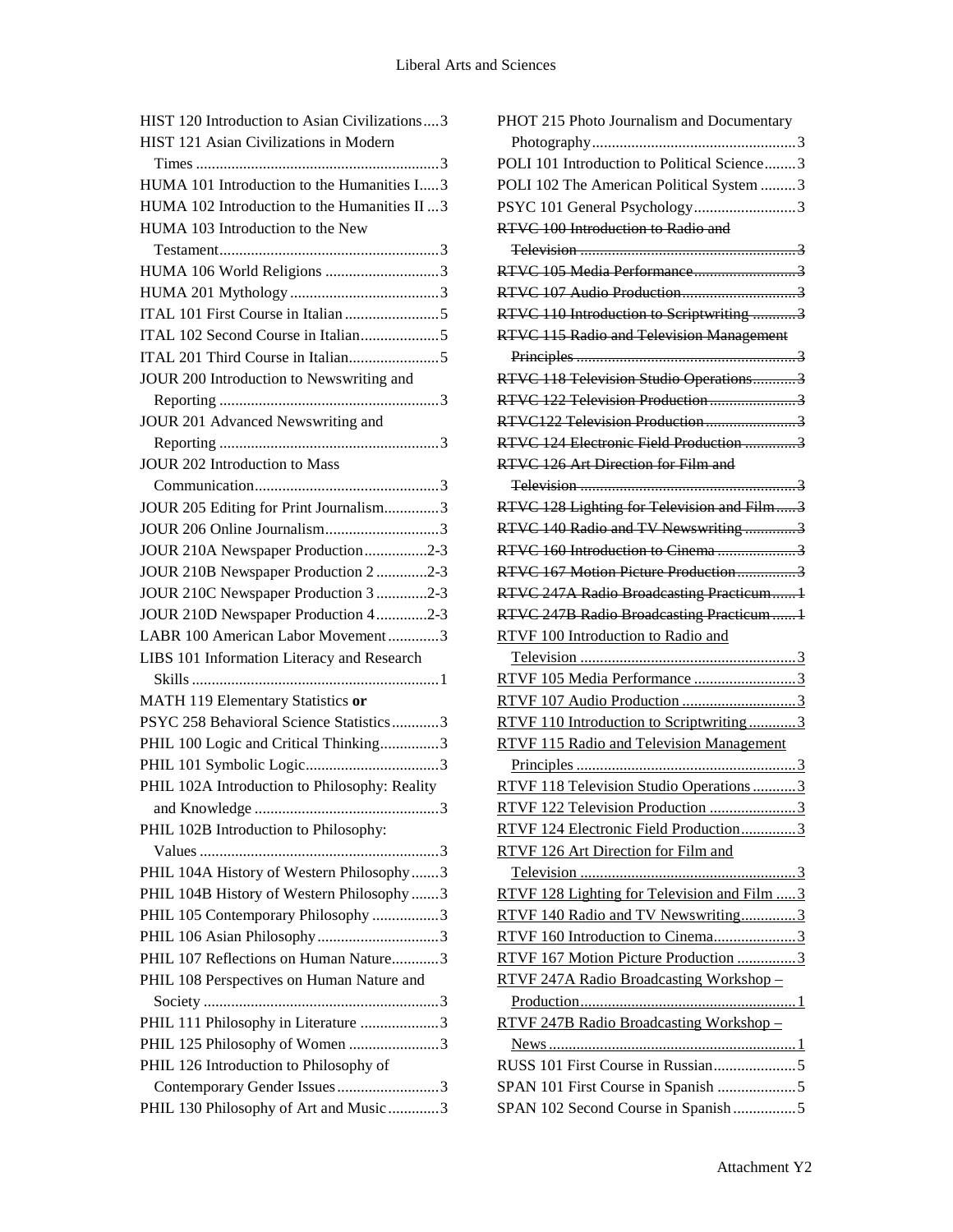HIST 120 Introduction to Asian Civilizations....3
HIST 121 Asian Civilizations in Modern Times ....3
HUMA 101 Introduction to the Humanities I.....3
HUMA 102 Introduction to the Humanities II ...3
HUMA 103 Introduction to the New Testament....3
HUMA 106 World Religions ....3
HUMA 201 Mythology ....3
ITAL 101 First Course in Italian ....5
ITAL 102 Second Course in Italian....5
ITAL 201 Third Course in Italian....5
JOUR 200 Introduction to Newswriting and Reporting ....3
JOUR 201 Advanced Newswriting and Reporting ....3
JOUR 202 Introduction to Mass Communication....3
JOUR 205 Editing for Print Journalism....3
JOUR 206 Online Journalism....3
JOUR 210A Newspaper Production....2-3
JOUR 210B Newspaper Production 2 ....2-3
JOUR 210C Newspaper Production 3 ....2-3
JOUR 210D Newspaper Production 4....2-3
LABR 100 American Labor Movement ....3
LIBS 101 Information Literacy and Research Skills ....1
MATH 119 Elementary Statistics **or**
PSYC 258 Behavioral Science Statistics....3
PHIL 100 Logic and Critical Thinking....3
PHIL 101 Symbolic Logic....3
PHIL 102A Introduction to Philosophy: Reality and Knowledge ....3
PHIL 102B Introduction to Philosophy: Values ....3
PHIL 104A History of Western Philosophy.......3
PHIL 104B History of Western Philosophy .......3
PHIL 105 Contemporary Philosophy ....3
PHIL 106 Asian Philosophy....3
PHIL 107 Reflections on Human Nature....3
PHIL 108 Perspectives on Human Nature and Society ....3
PHIL 111 Philosophy in Literature ....3
PHIL 125 Philosophy of Women ....3
PHIL 126 Introduction to Philosophy of Contemporary Gender Issues....3
PHIL 130 Philosophy of Art and Music ....3
PHOT 215 Photo Journalism and Documentary Photography....3
POLI 101 Introduction to Political Science........3
POLI 102 The American Political System .........3
PSYC 101 General Psychology....3
~~RTVC 100 Introduction to Radio and Television ....3~~
~~RTVC 105 Media Performance....3~~
~~RTVC 107 Audio Production....3~~
~~RTVC 110 Introduction to Scriptwriting ....3~~
~~RTVC 115 Radio and Television Management Principles ....3~~
~~RTVC 118 Television Studio Operations....3~~
~~RTVC 122 Television Production ....3~~
~~RTVC122 Television Production ....3~~
~~RTVC 124 Electronic Field Production ....3~~
~~RTVC 126 Art Direction for Film and Television ....3~~
~~RTVC 128 Lighting for Television and Film.....3~~
~~RTVC 140 Radio and TV Newswriting ....3~~
~~RTVC 160 Introduction to Cinema ....3~~
~~RTVC 167 Motion Picture Production ....3~~
~~RTVC 247A Radio Broadcasting Practicum......1~~
~~RTVC 247B Radio Broadcasting Practicum ......1~~
<u>RTVF 100 Introduction to Radio and Television ....3</u>
<u>RTVF 105 Media Performance ....3</u>
<u>RTVF 107 Audio Production ....3</u>
<u>RTVF 110 Introduction to Scriptwriting....3</u>
<u>RTVF 115 Radio and Television Management Principles ....3</u>
<u>RTVF 118 Television Studio Operations ....3</u>
<u>RTVF 122 Television Production ....3</u>
<u>RTVF 124 Electronic Field Production....3</u>
<u>RTVF 126 Art Direction for Film and Television ....3</u>
<u>RTVF 128 Lighting for Television and Film ......3</u>
<u>RTVF 140 Radio and TV Newswriting....3</u>
<u>RTVF 160 Introduction to Cinema....3</u>
<u>RTVF 167 Motion Picture Production ....3</u>
<u>RTVF 247A Radio Broadcasting Workshop – Production....1</u>
<u>RTVF 247B Radio Broadcasting Workshop – News ....1</u>
RUSS 101 First Course in Russian....5
SPAN 101 First Course in Spanish ....5
SPAN 102 Second Course in Spanish ....5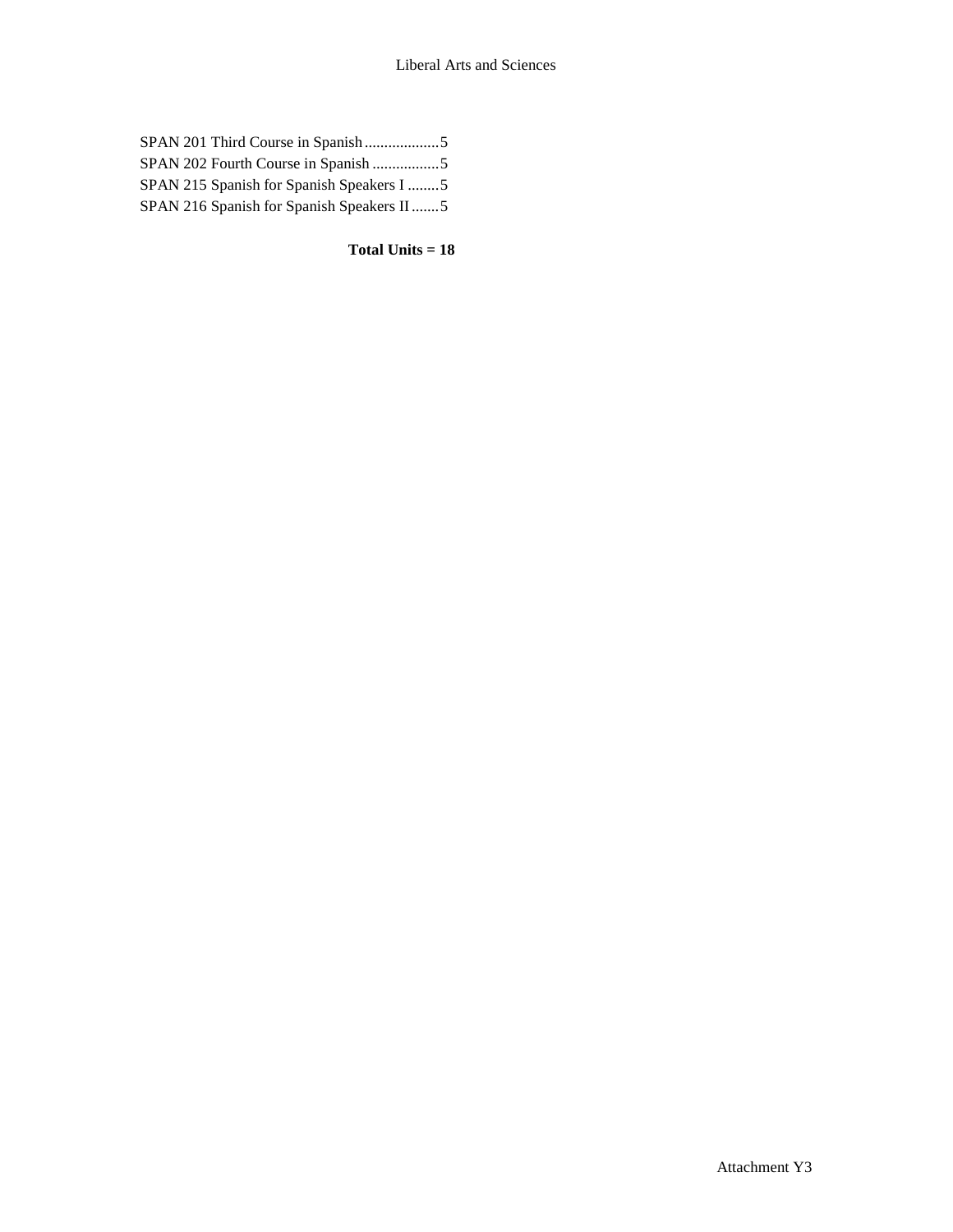SPAN 201 Third Course in Spanish ...................5
SPAN 202 Fourth Course in Spanish .................5
SPAN 215 Spanish for Spanish Speakers I ........5
SPAN 216 Spanish for Spanish Speakers II .......5

**Total Units = 18**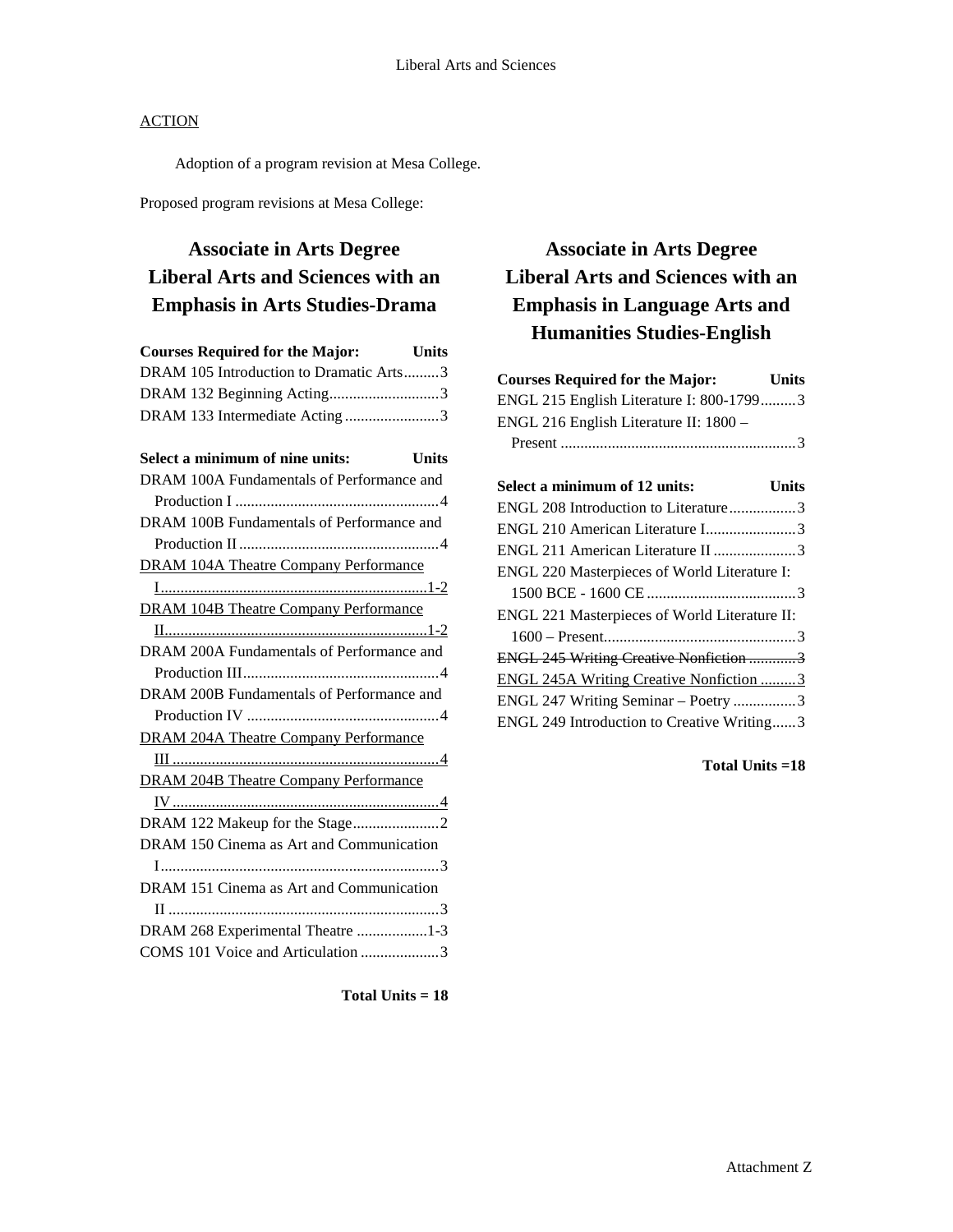ACTION

Adoption of a program revision at Mesa College.

Proposed program revisions at Mesa College:

## Associate in Arts Degree Liberal Arts and Sciences with an Emphasis in Arts Studies-Drama

| Courses Required for the Major: | Units |
|---|---|
| DRAM 105 Introduction to Dramatic Arts | 3 |
| DRAM 132 Beginning Acting | 3 |
| DRAM 133 Intermediate Acting | 3 |

| Select a minimum of nine units: | Units |
|---|---|
| DRAM 100A Fundamentals of Performance and Production I | 4 |
| DRAM 100B Fundamentals of Performance and Production II | 4 |
| <u>DRAM 104A Theatre Company Performance I</u> | <u>1-2</u> |
| <u>DRAM 104B Theatre Company Performance II</u> | <u>1-2</u> |
| DRAM 200A Fundamentals of Performance and Production III | 4 |
| DRAM 200B Fundamentals of Performance and Production IV | 4 |
| <u>DRAM 204A Theatre Company Performance III</u> | <u>4</u> |
| <u>DRAM 204B Theatre Company Performance IV</u> | <u>4</u> |
| DRAM 122 Makeup for the Stage | 2 |
| DRAM 150 Cinema as Art and Communication I | 3 |
| DRAM 151 Cinema as Art and Communication II | 3 |
| DRAM 268 Experimental Theatre | 1-3 |
| COMS 101 Voice and Articulation | 3 |

**Total Units = 18**

## Associate in Arts Degree Liberal Arts and Sciences with an Emphasis in Language Arts and Humanities Studies-English

| Courses Required for the Major: | Units |
|---|---|
| ENGL 215 English Literature I: 800-1799 | 3 |
| ENGL 216 English Literature II: 1800 – Present | 3 |

| Select a minimum of 12 units: | Units |
|---|---|
| ENGL 208 Introduction to Literature | 3 |
| ENGL 210 American Literature I | 3 |
| ENGL 211 American Literature II | 3 |
| ENGL 220 Masterpieces of World Literature I: 1500 BCE - 1600 CE | 3 |
| ENGL 221 Masterpieces of World Literature II: 1600 – Present | 3 |
| ~~ENGL 245 Writing Creative Nonfiction~~ | ~~3~~ |
| <u>ENGL 245A Writing Creative Nonfiction</u> | <u>3</u> |
| ENGL 247 Writing Seminar – Poetry | 3 |
| ENGL 249 Introduction to Creative Writing | 3 |

**Total Units =18**

Attachment Z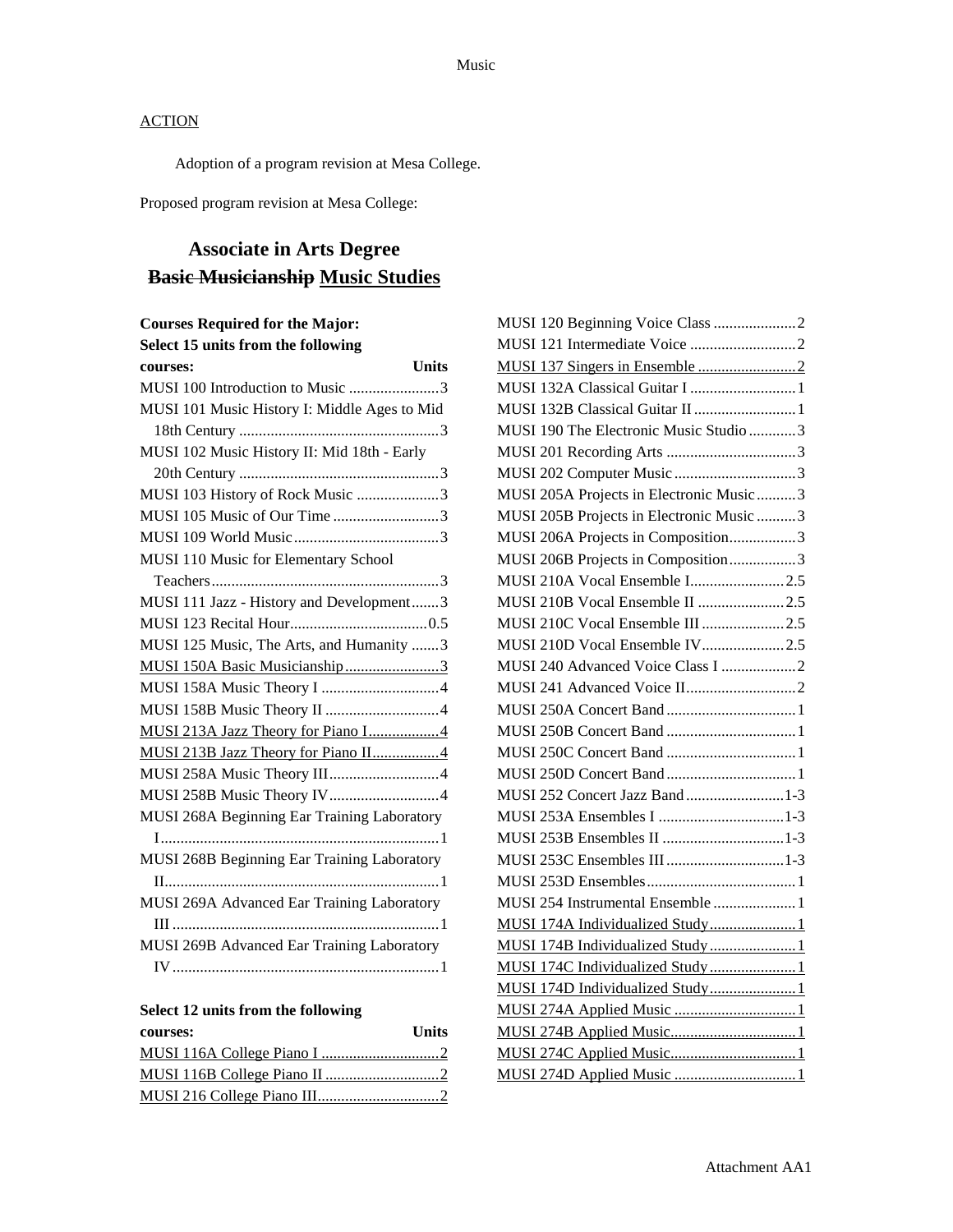## ACTION

Adoption of a program revision at Mesa College.

Proposed program revision at Mesa College:

# Associate in Arts Degree
# ~~Basic Musicianship~~ <u>Music Studies</u>

**Courses Required for the Major:**
**Select 15 units from the following courses:**

| Course | Units |
|---|---|
| MUSI 100 Introduction to Music | 3 |
| MUSI 101 Music History I: Middle Ages to Mid 18th Century | 3 |
| MUSI 102 Music History II: Mid 18th - Early 20th Century | 3 |
| MUSI 103 History of Rock Music | 3 |
| MUSI 105 Music of Our Time | 3 |
| MUSI 109 World Music | 3 |
| MUSI 110 Music for Elementary School Teachers | 3 |
| MUSI 111 Jazz - History and Development | 3 |
| MUSI 123 Recital Hour | 0.5 |
| MUSI 125 Music, The Arts, and Humanity | 3 |
| <u>MUSI 150A Basic Musicianship</u> | <u>3</u> |
| MUSI 158A Music Theory I | 4 |
| MUSI 158B Music Theory II | 4 |
| <u>MUSI 213A Jazz Theory for Piano I</u> | <u>4</u> |
| <u>MUSI 213B Jazz Theory for Piano II</u> | <u>4</u> |
| MUSI 258A Music Theory III | 4 |
| MUSI 258B Music Theory IV | 4 |
| MUSI 268A Beginning Ear Training Laboratory I | 1 |
| MUSI 268B Beginning Ear Training Laboratory II | 1 |
| MUSI 269A Advanced Ear Training Laboratory III | 1 |
| MUSI 269B Advanced Ear Training Laboratory IV | 1 |

**Select 12 units from the following courses:**

| Course | Units |
|---|---|
| <u>MUSI 116A College Piano I</u> | <u>2</u> |
| <u>MUSI 116B College Piano II</u> | <u>2</u> |
| <u>MUSI 216 College Piano III</u> | <u>2</u> |
| MUSI 120 Beginning Voice Class | 2 |
| MUSI 121 Intermediate Voice | 2 |
| <u>MUSI 137 Singers in Ensemble</u> | <u>2</u> |
| MUSI 132A Classical Guitar I | 1 |
| MUSI 132B Classical Guitar II | 1 |
| MUSI 190 The Electronic Music Studio | 3 |
| MUSI 201 Recording Arts | 3 |
| MUSI 202 Computer Music | 3 |
| MUSI 205A Projects in Electronic Music | 3 |
| MUSI 205B Projects in Electronic Music | 3 |
| MUSI 206A Projects in Composition | 3 |
| MUSI 206B Projects in Composition | 3 |
| MUSI 210A Vocal Ensemble I | 2.5 |
| MUSI 210B Vocal Ensemble II | 2.5 |
| MUSI 210C Vocal Ensemble III | 2.5 |
| MUSI 210D Vocal Ensemble IV | 2.5 |
| MUSI 240 Advanced Voice Class I | 2 |
| MUSI 241 Advanced Voice II | 2 |
| MUSI 250A Concert Band | 1 |
| MUSI 250B Concert Band | 1 |
| MUSI 250C Concert Band | 1 |
| MUSI 250D Concert Band | 1 |
| MUSI 252 Concert Jazz Band | 1-3 |
| MUSI 253A Ensembles I | 1-3 |
| MUSI 253B Ensembles II | 1-3 |
| MUSI 253C Ensembles III | 1-3 |
| MUSI 253D Ensembles | 1 |
| MUSI 254 Instrumental Ensemble | 1 |
| <u>MUSI 174A Individualized Study</u> | <u>1</u> |
| <u>MUSI 174B Individualized Study</u> | <u>1</u> |
| <u>MUSI 174C Individualized Study</u> | <u>1</u> |
| <u>MUSI 174D Individualized Study</u> | <u>1</u> |
| <u>MUSI 274A Applied Music</u> | <u>1</u> |
| <u>MUSI 274B Applied Music</u> | <u>1</u> |
| <u>MUSI 274C Applied Music</u> | <u>1</u> |
| <u>MUSI 274D Applied Music</u> | <u>1</u> |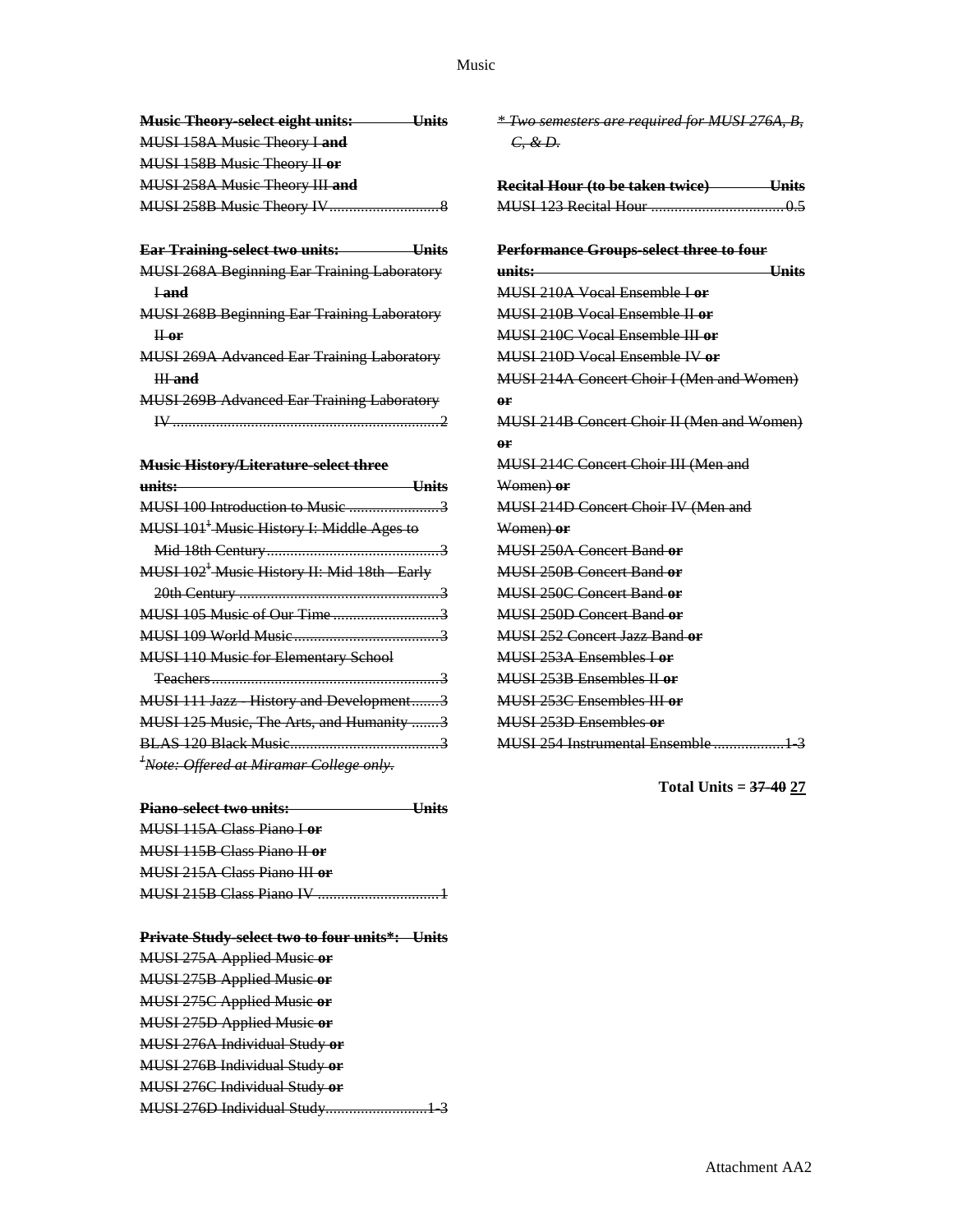~~**Music Theory-select eight units:** **Units**~~
~~MUSI 158A Music Theory I **and**~~
~~MUSI 158B Music Theory II **or**~~
~~MUSI 258A Music Theory III **and**~~
~~MUSI 258B Music Theory IV............................8~~

~~**Ear Training-select two units:** **Units**~~
~~MUSI 268A Beginning Ear Training Laboratory I **and**~~
~~MUSI 268B Beginning Ear Training Laboratory II **or**~~
~~MUSI 269A Advanced Ear Training Laboratory III **and**~~
~~MUSI 269B Advanced Ear Training Laboratory IV.....................................................................2~~

~~**Music History/Literature-select three units:** **Units**~~
~~MUSI 100 Introduction to Music .......................3~~
~~MUSI 101[1] Music History I: Middle Ages to Mid 18th Century............................................3~~
~~MUSI 102[1] Music History II: Mid 18th - Early 20th Century ....................................................3~~
~~MUSI 105 Music of Our Time ...........................3~~
~~MUSI 109 World Music.....................................3~~
~~MUSI 110 Music for Elementary School Teachers..........................................................3~~
~~MUSI 111 Jazz - History and Development.......3~~
~~MUSI 125 Music, The Arts, and Humanity .......3~~
~~BLAS 120 Black Music......................................3~~
~~[1]*Note: Offered at Miramar College only.*~~

~~**Piano-select two units:** **Units**~~
~~MUSI 115A Class Piano I **or**~~
~~MUSI 115B Class Piano II **or**~~
~~MUSI 215A Class Piano III **or**~~
~~MUSI 215B Class Piano IV ...............................1~~

~~**Private Study-select two to four units*:** **Units**~~
~~MUSI 275A Applied Music **or**~~
~~MUSI 275B Applied Music **or**~~
~~MUSI 275C Applied Music **or**~~
~~MUSI 275D Applied Music **or**~~
~~MUSI 276A Individual Study **or**~~
~~MUSI 276B Individual Study **or**~~
~~MUSI 276C Individual Study **or**~~
~~MUSI 276D Individual Study..........................1-3~~

~~** Two semesters are required for MUSI 276A, B, C, & D.*~~

~~**Recital Hour (to be taken twice)** **Units**~~
~~MUSI 123 Recital Hour .................................0.5~~

~~**Performance Groups-select three to four units:** **Units**~~
~~MUSI 210A Vocal Ensemble I **or**~~
~~MUSI 210B Vocal Ensemble II **or**~~
~~MUSI 210C Vocal Ensemble III **or**~~
~~MUSI 210D Vocal Ensemble IV **or**~~
~~MUSI 214A Concert Choir I (Men and Women) **or**~~
~~MUSI 214B Concert Choir II (Men and Women) **or**~~
~~MUSI 214C Concert Choir III (Men and Women) **or**~~
~~MUSI 214D Concert Choir IV (Men and Women) **or**~~
~~MUSI 250A Concert Band **or**~~
~~MUSI 250B Concert Band **or**~~
~~MUSI 250C Concert Band **or**~~
~~MUSI 250D Concert Band **or**~~
~~MUSI 252 Concert Jazz Band **or**~~
~~MUSI 253A Ensembles I **or**~~
~~MUSI 253B Ensembles II **or**~~
~~MUSI 253C Ensembles III **or**~~
~~MUSI 253D Ensembles **or**~~
~~MUSI 254 Instrumental Ensemble ..................1-3~~

**Total Units = ~~37-40~~ 27**

Attachment AA2